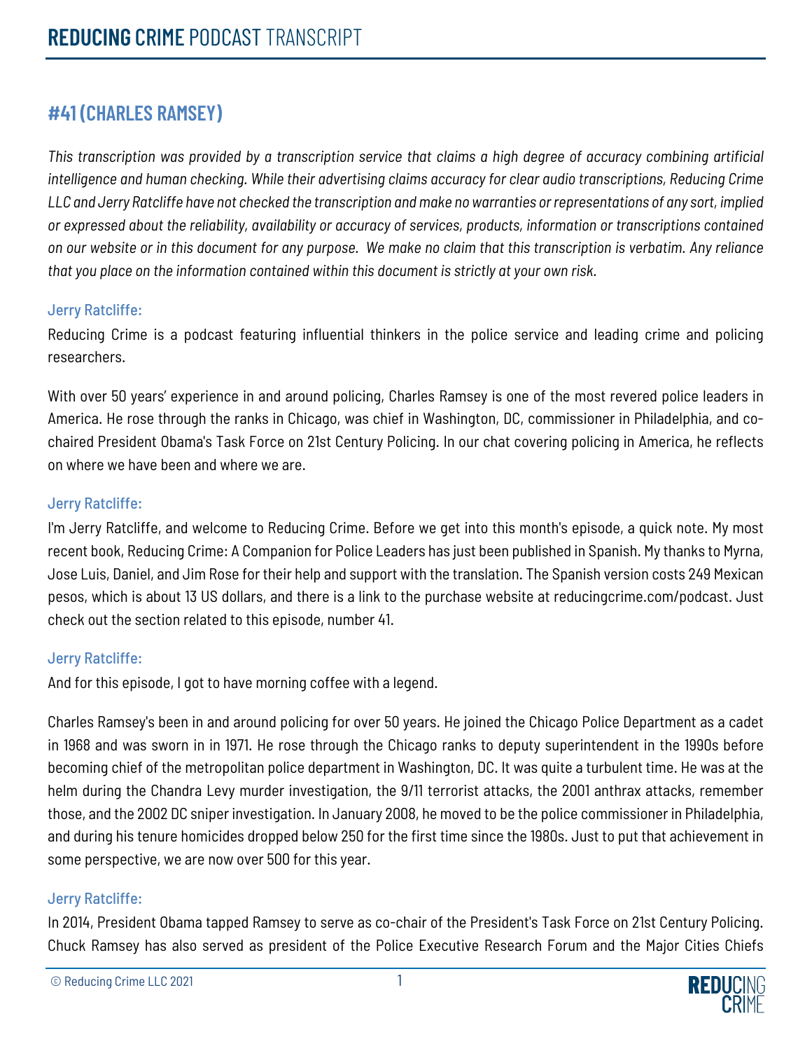# REDUCING CRIME PODCAST TRANSCRIPT

## #41 (CHARLES RAMSEY)

*This transcription was provided by a transcription service that claims a high degree of accuracy combining artificial intelligence and human checking. While their advertising claims accuracy for clear audio transcriptions, Reducing Crime LLC and Jerry Ratcliffe have not checked the transcription and make no warranties or representations of any sort, implied or expressed about the reliability, availability or accuracy of services, products, information or transcriptions contained on our website or in this document for any purpose. We make no claim that this transcription is verbatim. Any reliance that you place on the information contained within this document is strictly at your own risk.*

Jerry Ratcliffe:

Reducing Crime is a podcast featuring influential thinkers in the police service and leading crime and policing researchers.

With over 50 years' experience in and around policing, Charles Ramsey is one of the most revered police leaders in America. He rose through the ranks in Chicago, was chief in Washington, DC, commissioner in Philadelphia, and co-chaired President Obama's Task Force on 21st Century Policing. In our chat covering policing in America, he reflects on where we have been and where we are.

Jerry Ratcliffe:

I'm Jerry Ratcliffe, and welcome to Reducing Crime. Before we get into this month's episode, a quick note. My most recent book, Reducing Crime: A Companion for Police Leaders has just been published in Spanish. My thanks to Myrna, Jose Luis, Daniel, and Jim Rose for their help and support with the translation. The Spanish version costs 249 Mexican pesos, which is about 13 US dollars, and there is a link to the purchase website at reducingcrime.com/podcast. Just check out the section related to this episode, number 41.

Jerry Ratcliffe:

And for this episode, I got to have morning coffee with a legend.

Charles Ramsey's been in and around policing for over 50 years. He joined the Chicago Police Department as a cadet in 1968 and was sworn in in 1971. He rose through the Chicago ranks to deputy superintendent in the 1990s before becoming chief of the metropolitan police department in Washington, DC. It was quite a turbulent time. He was at the helm during the Chandra Levy murder investigation, the 9/11 terrorist attacks, the 2001 anthrax attacks, remember those, and the 2002 DC sniper investigation. In January 2008, he moved to be the police commissioner in Philadelphia, and during his tenure homicides dropped below 250 for the first time since the 1980s. Just to put that achievement in some perspective, we are now over 500 for this year.

Jerry Ratcliffe:

In 2014, President Obama tapped Ramsey to serve as co-chair of the President's Task Force on 21st Century Policing. Chuck Ramsey has also served as president of the Police Executive Research Forum and the Major Cities Chiefs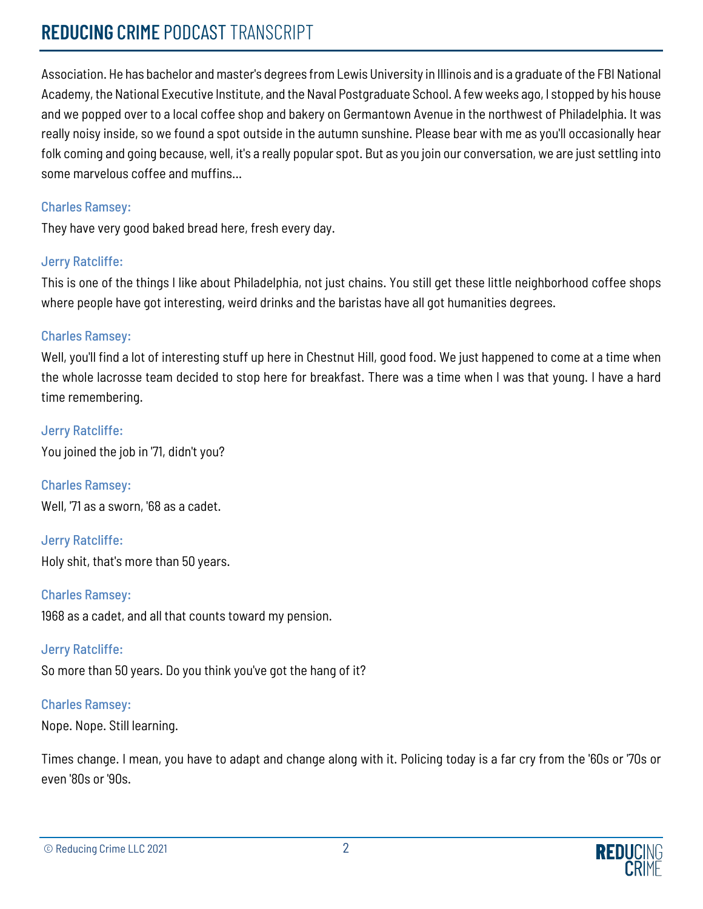Association. He has bachelor and master's degrees from Lewis University in Illinois and is a graduate of the FBI National Academy, the National Executive Institute, and the Naval Postgraduate School. A few weeks ago, I stopped by his house and we popped over to a local coffee shop and bakery on Germantown Avenue in the northwest of Philadelphia. It was really noisy inside, so we found a spot outside in the autumn sunshine. Please bear with me as you'll occasionally hear folk coming and going because, well, it's a really popular spot. But as you join our conversation, we are just settling into some marvelous coffee and muffins...

Charles Ramsey:

They have very good baked bread here, fresh every day.

Jerry Ratcliffe:

This is one of the things I like about Philadelphia, not just chains. You still get these little neighborhood coffee shops where people have got interesting, weird drinks and the baristas have all got humanities degrees.

Charles Ramsey:

Well, you'll find a lot of interesting stuff up here in Chestnut Hill, good food. We just happened to come at a time when the whole lacrosse team decided to stop here for breakfast. There was a time when I was that young. I have a hard time remembering.

Jerry Ratcliffe:

You joined the job in '71, didn't you?

Charles Ramsey:

Well, '71 as a sworn, '68 as a cadet.

Jerry Ratcliffe:

Holy shit, that's more than 50 years.

Charles Ramsey:

1968 as a cadet, and all that counts toward my pension.

Jerry Ratcliffe:

So more than 50 years. Do you think you've got the hang of it?

Charles Ramsey:

Nope. Nope. Still learning.

Times change. I mean, you have to adapt and change along with it. Policing today is a far cry from the '60s or '70s or even '80s or '90s.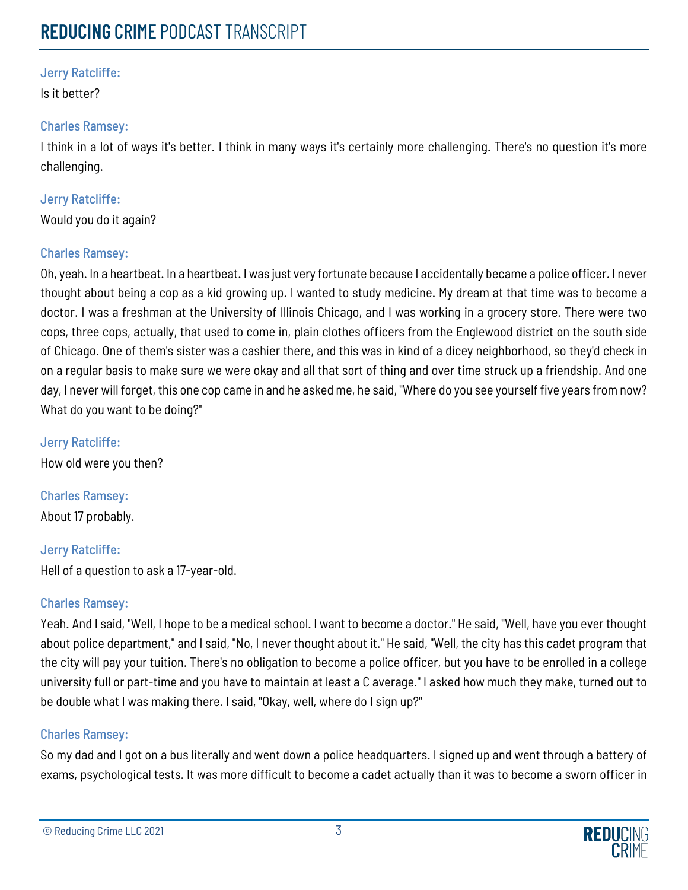Jerry Ratcliffe:

Is it better?

Charles Ramsey:

I think in a lot of ways it's better. I think in many ways it's certainly more challenging. There's no question it's more challenging.

Jerry Ratcliffe:

Would you do it again?

Charles Ramsey:

Oh, yeah. In a heartbeat. In a heartbeat. I was just very fortunate because I accidentally became a police officer. I never thought about being a cop as a kid growing up. I wanted to study medicine. My dream at that time was to become a doctor. I was a freshman at the University of Illinois Chicago, and I was working in a grocery store. There were two cops, three cops, actually, that used to come in, plain clothes officers from the Englewood district on the south side of Chicago. One of them's sister was a cashier there, and this was in kind of a dicey neighborhood, so they'd check in on a regular basis to make sure we were okay and all that sort of thing and over time struck up a friendship. And one day, I never will forget, this one cop came in and he asked me, he said, "Where do you see yourself five years from now? What do you want to be doing?"

Jerry Ratcliffe:

How old were you then?

Charles Ramsey:

About 17 probably.

Jerry Ratcliffe:

Hell of a question to ask a 17-year-old.

Charles Ramsey:

Yeah. And I said, "Well, I hope to be a medical school. I want to become a doctor." He said, "Well, have you ever thought about police department," and I said, "No, I never thought about it." He said, "Well, the city has this cadet program that the city will pay your tuition. There's no obligation to become a police officer, but you have to be enrolled in a college university full or part-time and you have to maintain at least a C average." I asked how much they make, turned out to be double what I was making there. I said, "Okay, well, where do I sign up?"

Charles Ramsey:

So my dad and I got on a bus literally and went down a police headquarters. I signed up and went through a battery of exams, psychological tests. It was more difficult to become a cadet actually than it was to become a sworn officer in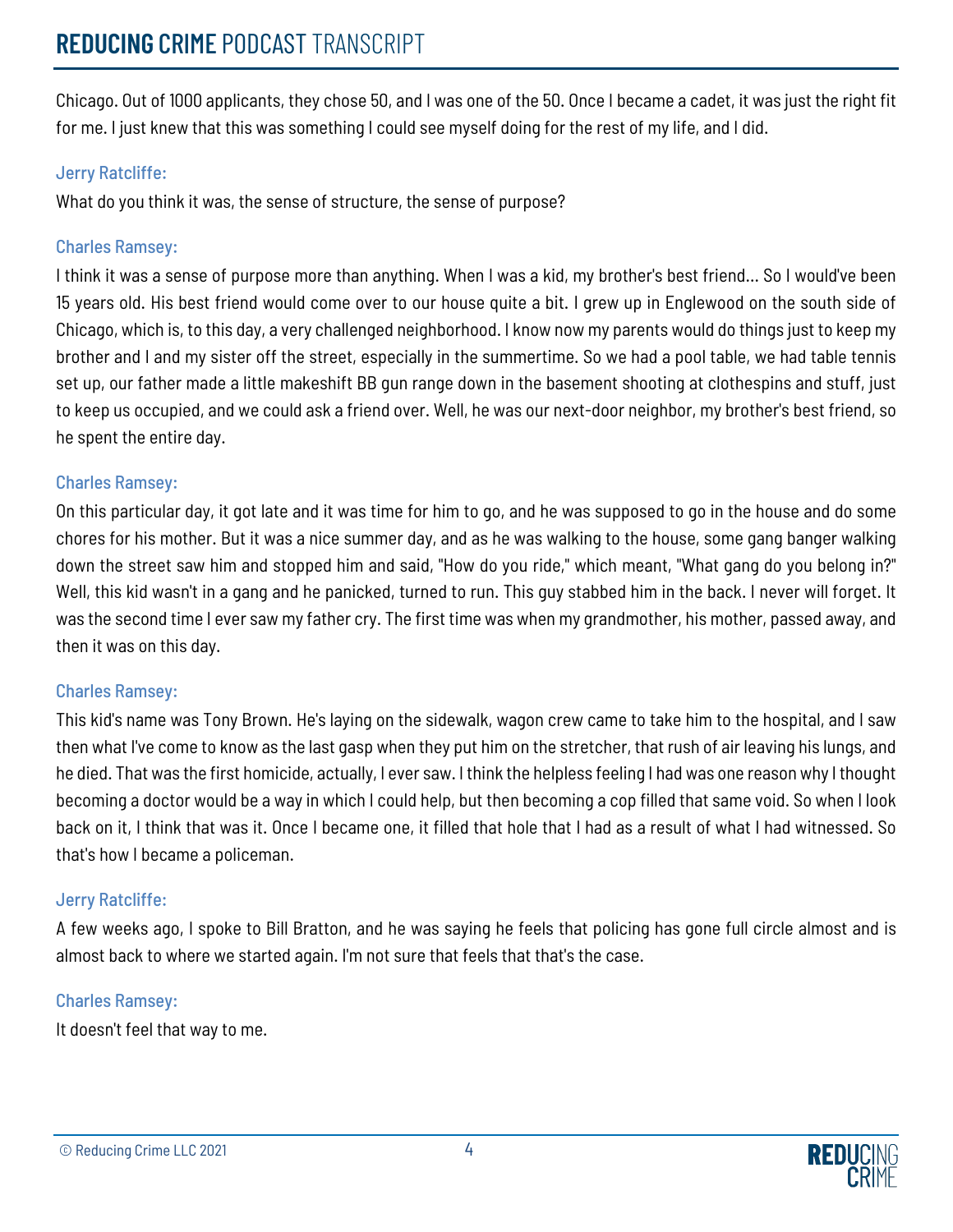Chicago. Out of 1000 applicants, they chose 50, and I was one of the 50. Once I became a cadet, it was just the right fit for me. I just knew that this was something I could see myself doing for the rest of my life, and I did.

Jerry Ratcliffe:

What do you think it was, the sense of structure, the sense of purpose?

Charles Ramsey:

I think it was a sense of purpose more than anything. When I was a kid, my brother's best friend... So I would've been 15 years old. His best friend would come over to our house quite a bit. I grew up in Englewood on the south side of Chicago, which is, to this day, a very challenged neighborhood. I know now my parents would do things just to keep my brother and I and my sister off the street, especially in the summertime. So we had a pool table, we had table tennis set up, our father made a little makeshift BB gun range down in the basement shooting at clothespins and stuff, just to keep us occupied, and we could ask a friend over. Well, he was our next-door neighbor, my brother's best friend, so he spent the entire day.

Charles Ramsey:

On this particular day, it got late and it was time for him to go, and he was supposed to go in the house and do some chores for his mother. But it was a nice summer day, and as he was walking to the house, some gang banger walking down the street saw him and stopped him and said, "How do you ride," which meant, "What gang do you belong in?" Well, this kid wasn't in a gang and he panicked, turned to run. This guy stabbed him in the back. I never will forget. It was the second time I ever saw my father cry. The first time was when my grandmother, his mother, passed away, and then it was on this day.

Charles Ramsey:

This kid's name was Tony Brown. He's laying on the sidewalk, wagon crew came to take him to the hospital, and I saw then what I've come to know as the last gasp when they put him on the stretcher, that rush of air leaving his lungs, and he died. That was the first homicide, actually, I ever saw. I think the helpless feeling I had was one reason why I thought becoming a doctor would be a way in which I could help, but then becoming a cop filled that same void. So when I look back on it, I think that was it. Once I became one, it filled that hole that I had as a result of what I had witnessed. So that's how I became a policeman.

Jerry Ratcliffe:

A few weeks ago, I spoke to Bill Bratton, and he was saying he feels that policing has gone full circle almost and is almost back to where we started again. I'm not sure that feels that that's the case.

Charles Ramsey:

It doesn't feel that way to me.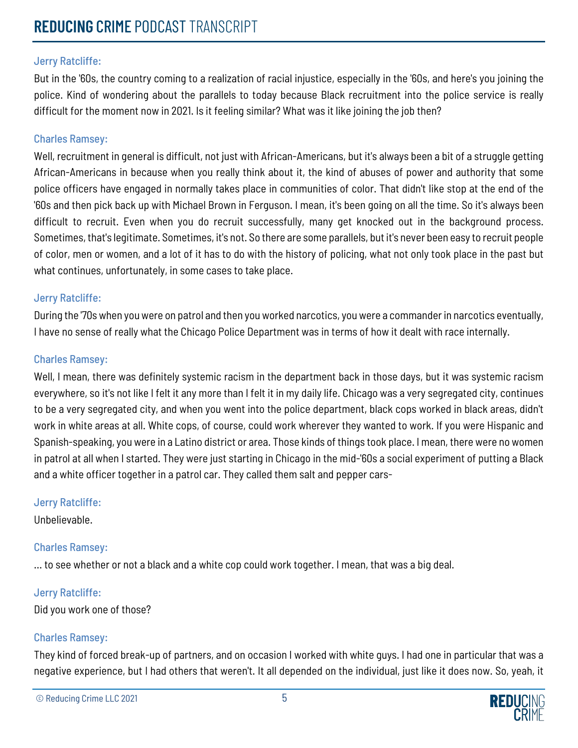Jerry Ratcliffe:

But in the '60s, the country coming to a realization of racial injustice, especially in the '60s, and here's you joining the police. Kind of wondering about the parallels to today because Black recruitment into the police service is really difficult for the moment now in 2021. Is it feeling similar? What was it like joining the job then?

Charles Ramsey:

Well, recruitment in general is difficult, not just with African-Americans, but it's always been a bit of a struggle getting African-Americans in because when you really think about it, the kind of abuses of power and authority that some police officers have engaged in normally takes place in communities of color. That didn't like stop at the end of the '60s and then pick back up with Michael Brown in Ferguson. I mean, it's been going on all the time. So it's always been difficult to recruit. Even when you do recruit successfully, many get knocked out in the background process. Sometimes, that's legitimate. Sometimes, it's not. So there are some parallels, but it's never been easy to recruit people of color, men or women, and a lot of it has to do with the history of policing, what not only took place in the past but what continues, unfortunately, in some cases to take place.

Jerry Ratcliffe:

During the '70s when you were on patrol and then you worked narcotics, you were a commander in narcotics eventually, I have no sense of really what the Chicago Police Department was in terms of how it dealt with race internally.

Charles Ramsey:

Well, I mean, there was definitely systemic racism in the department back in those days, but it was systemic racism everywhere, so it's not like I felt it any more than I felt it in my daily life. Chicago was a very segregated city, continues to be a very segregated city, and when you went into the police department, black cops worked in black areas, didn't work in white areas at all. White cops, of course, could work wherever they wanted to work. If you were Hispanic and Spanish-speaking, you were in a Latino district or area. Those kinds of things took place. I mean, there were no women in patrol at all when I started. They were just starting in Chicago in the mid-'60s a social experiment of putting a Black and a white officer together in a patrol car. They called them salt and pepper cars-

Jerry Ratcliffe:

Unbelievable.

Charles Ramsey:

... to see whether or not a black and a white cop could work together. I mean, that was a big deal.

Jerry Ratcliffe:

Did you work one of those?

Charles Ramsey:

They kind of forced break-up of partners, and on occasion I worked with white guys. I had one in particular that was a negative experience, but I had others that weren't. It all depended on the individual, just like it does now. So, yeah, it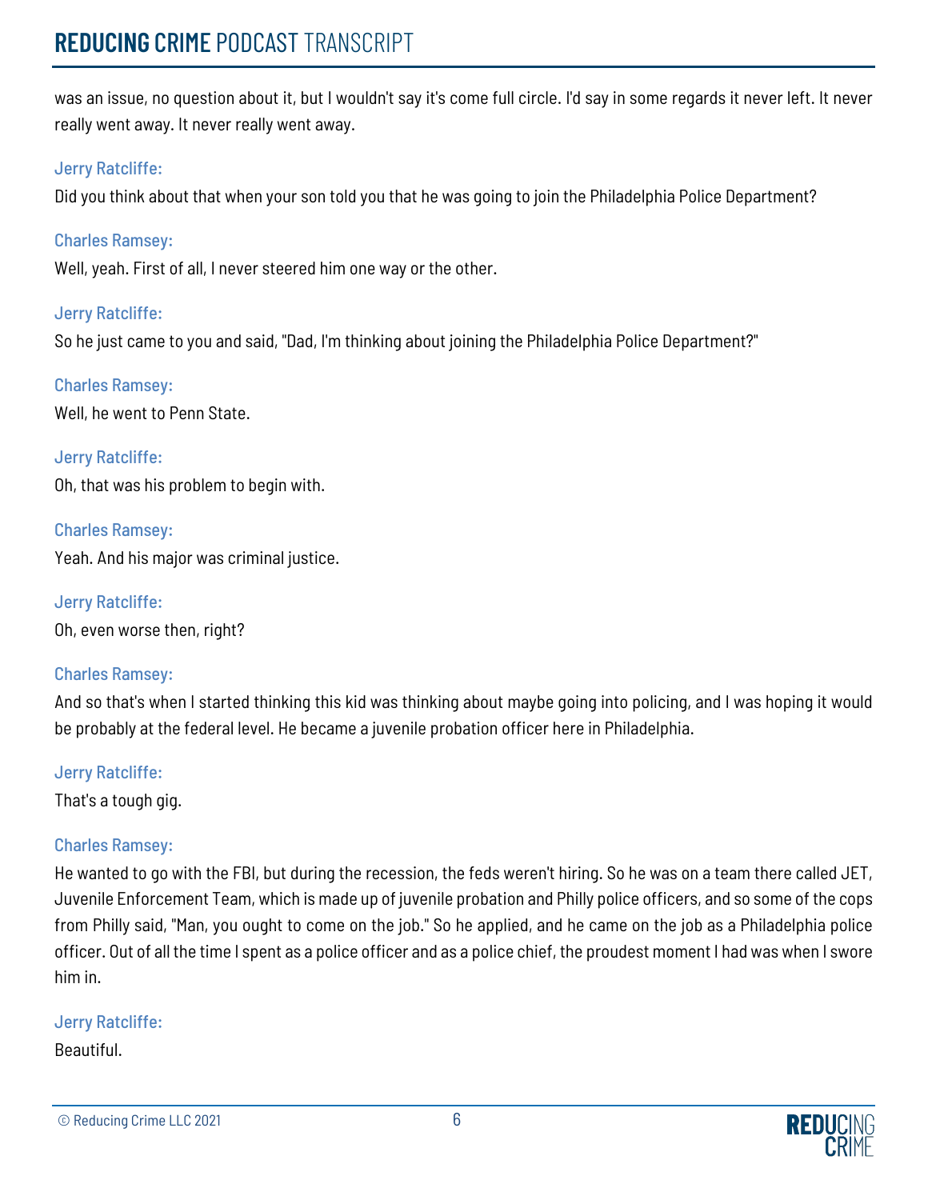was an issue, no question about it, but I wouldn't say it's come full circle. I'd say in some regards it never left. It never really went away. It never really went away.

Jerry Ratcliffe:

Did you think about that when your son told you that he was going to join the Philadelphia Police Department?

Charles Ramsey:

Well, yeah. First of all, I never steered him one way or the other.

Jerry Ratcliffe:

So he just came to you and said, "Dad, I'm thinking about joining the Philadelphia Police Department?"

Charles Ramsey:

Well, he went to Penn State.

Jerry Ratcliffe:

Oh, that was his problem to begin with.

Charles Ramsey:

Yeah. And his major was criminal justice.

Jerry Ratcliffe:

Oh, even worse then, right?

Charles Ramsey:

And so that's when I started thinking this kid was thinking about maybe going into policing, and I was hoping it would be probably at the federal level. He became a juvenile probation officer here in Philadelphia.

Jerry Ratcliffe:

That's a tough gig.

Charles Ramsey:

He wanted to go with the FBI, but during the recession, the feds weren't hiring. So he was on a team there called JET, Juvenile Enforcement Team, which is made up of juvenile probation and Philly police officers, and so some of the cops from Philly said, "Man, you ought to come on the job." So he applied, and he came on the job as a Philadelphia police officer. Out of all the time I spent as a police officer and as a police chief, the proudest moment I had was when I swore him in.

Jerry Ratcliffe:

Beautiful.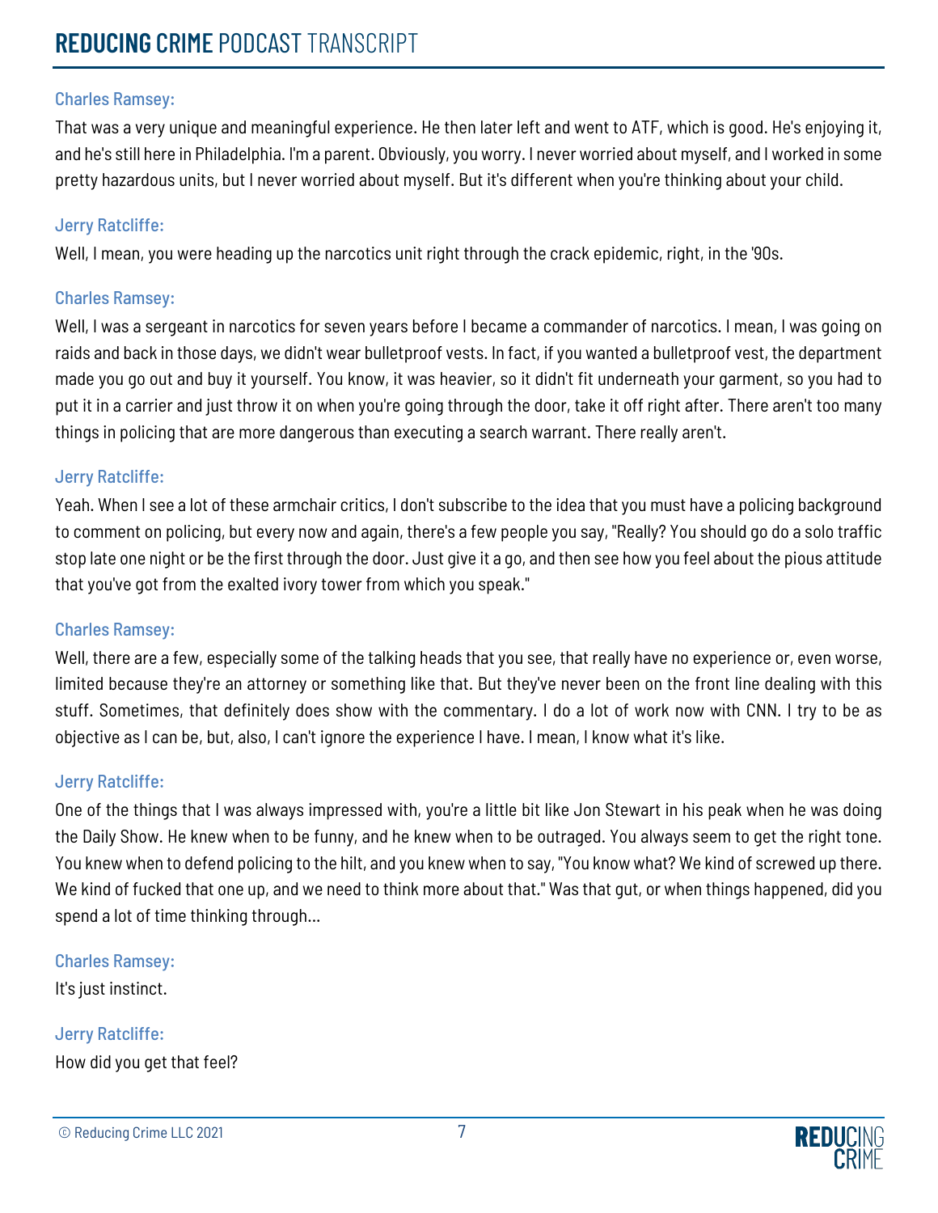Charles Ramsey:

That was a very unique and meaningful experience. He then later left and went to ATF, which is good. He's enjoying it, and he's still here in Philadelphia. I'm a parent. Obviously, you worry. I never worried about myself, and I worked in some pretty hazardous units, but I never worried about myself. But it's different when you're thinking about your child.

Jerry Ratcliffe:

Well, I mean, you were heading up the narcotics unit right through the crack epidemic, right, in the '90s.

Charles Ramsey:

Well, I was a sergeant in narcotics for seven years before I became a commander of narcotics. I mean, I was going on raids and back in those days, we didn't wear bulletproof vests. In fact, if you wanted a bulletproof vest, the department made you go out and buy it yourself. You know, it was heavier, so it didn't fit underneath your garment, so you had to put it in a carrier and just throw it on when you're going through the door, take it off right after. There aren't too many things in policing that are more dangerous than executing a search warrant. There really aren't.

Jerry Ratcliffe:

Yeah. When I see a lot of these armchair critics, I don't subscribe to the idea that you must have a policing background to comment on policing, but every now and again, there's a few people you say, "Really? You should go do a solo traffic stop late one night or be the first through the door. Just give it a go, and then see how you feel about the pious attitude that you've got from the exalted ivory tower from which you speak."

Charles Ramsey:

Well, there are a few, especially some of the talking heads that you see, that really have no experience or, even worse, limited because they're an attorney or something like that. But they've never been on the front line dealing with this stuff. Sometimes, that definitely does show with the commentary. I do a lot of work now with CNN. I try to be as objective as I can be, but, also, I can't ignore the experience I have. I mean, I know what it's like.

Jerry Ratcliffe:

One of the things that I was always impressed with, you're a little bit like Jon Stewart in his peak when he was doing the Daily Show. He knew when to be funny, and he knew when to be outraged. You always seem to get the right tone. You knew when to defend policing to the hilt, and you knew when to say, "You know what? We kind of screwed up there. We kind of fucked that one up, and we need to think more about that." Was that gut, or when things happened, did you spend a lot of time thinking through...

Charles Ramsey:

It's just instinct.

Jerry Ratcliffe:

How did you get that feel?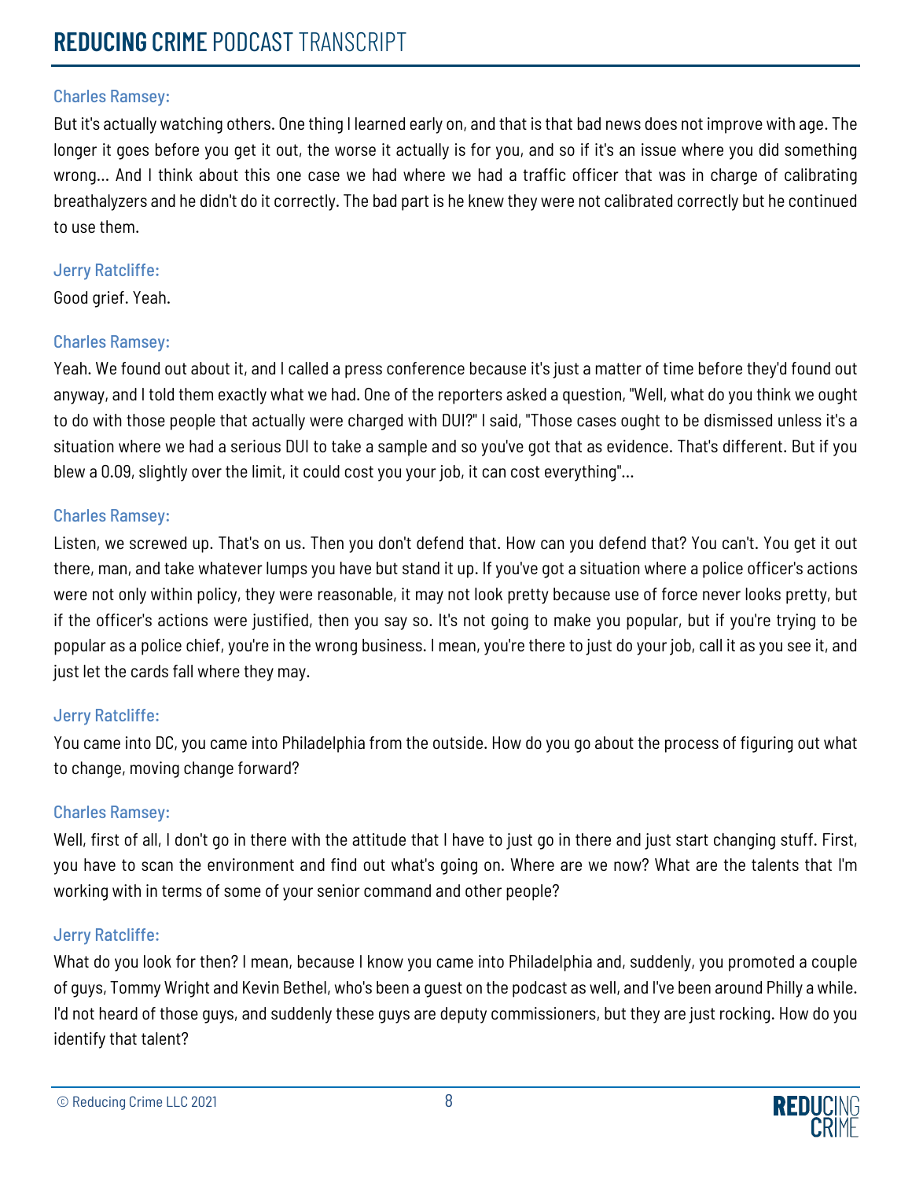Charles Ramsey:

But it's actually watching others. One thing I learned early on, and that is that bad news does not improve with age. The longer it goes before you get it out, the worse it actually is for you, and so if it's an issue where you did something wrong... And I think about this one case we had where we had a traffic officer that was in charge of calibrating breathalyzers and he didn't do it correctly. The bad part is he knew they were not calibrated correctly but he continued to use them.

Jerry Ratcliffe:

Good grief. Yeah.

Charles Ramsey:

Yeah. We found out about it, and I called a press conference because it's just a matter of time before they'd found out anyway, and I told them exactly what we had. One of the reporters asked a question, "Well, what do you think we ought to do with those people that actually were charged with DUI?" I said, "Those cases ought to be dismissed unless it's a situation where we had a serious DUI to take a sample and so you've got that as evidence. That's different. But if you blew a 0.09, slightly over the limit, it could cost you your job, it can cost everything"...

Charles Ramsey:

Listen, we screwed up. That's on us. Then you don't defend that. How can you defend that? You can't. You get it out there, man, and take whatever lumps you have but stand it up. If you've got a situation where a police officer's actions were not only within policy, they were reasonable, it may not look pretty because use of force never looks pretty, but if the officer's actions were justified, then you say so. It's not going to make you popular, but if you're trying to be popular as a police chief, you're in the wrong business. I mean, you're there to just do your job, call it as you see it, and just let the cards fall where they may.

Jerry Ratcliffe:

You came into DC, you came into Philadelphia from the outside. How do you go about the process of figuring out what to change, moving change forward?

Charles Ramsey:

Well, first of all, I don't go in there with the attitude that I have to just go in there and just start changing stuff. First, you have to scan the environment and find out what's going on. Where are we now? What are the talents that I'm working with in terms of some of your senior command and other people?

Jerry Ratcliffe:

What do you look for then? I mean, because I know you came into Philadelphia and, suddenly, you promoted a couple of guys, Tommy Wright and Kevin Bethel, who's been a guest on the podcast as well, and I've been around Philly a while. I'd not heard of those guys, and suddenly these guys are deputy commissioners, but they are just rocking. How do you identify that talent?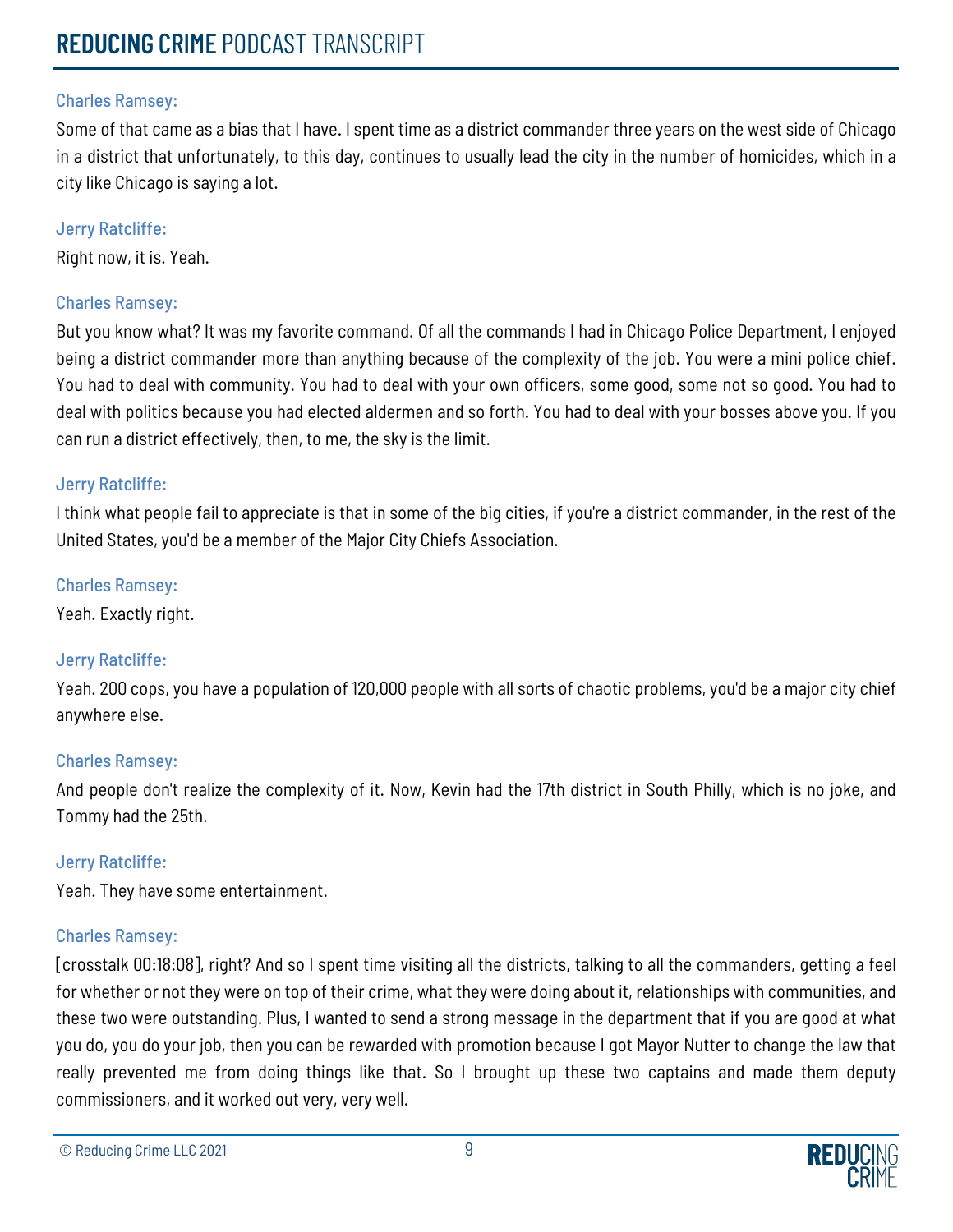Charles Ramsey:

Some of that came as a bias that I have. I spent time as a district commander three years on the west side of Chicago in a district that unfortunately, to this day, continues to usually lead the city in the number of homicides, which in a city like Chicago is saying a lot.

Jerry Ratcliffe:

Right now, it is. Yeah.

Charles Ramsey:

But you know what? It was my favorite command. Of all the commands I had in Chicago Police Department, I enjoyed being a district commander more than anything because of the complexity of the job. You were a mini police chief. You had to deal with community. You had to deal with your own officers, some good, some not so good. You had to deal with politics because you had elected aldermen and so forth. You had to deal with your bosses above you. If you can run a district effectively, then, to me, the sky is the limit.

Jerry Ratcliffe:

I think what people fail to appreciate is that in some of the big cities, if you're a district commander, in the rest of the United States, you'd be a member of the Major City Chiefs Association.

Charles Ramsey:

Yeah. Exactly right.

Jerry Ratcliffe:

Yeah. 200 cops, you have a population of 120,000 people with all sorts of chaotic problems, you'd be a major city chief anywhere else.

Charles Ramsey:

And people don't realize the complexity of it. Now, Kevin had the 17th district in South Philly, which is no joke, and Tommy had the 25th.

Jerry Ratcliffe:

Yeah. They have some entertainment.

Charles Ramsey:

[crosstalk 00:18:08], right? And so I spent time visiting all the districts, talking to all the commanders, getting a feel for whether or not they were on top of their crime, what they were doing about it, relationships with communities, and these two were outstanding. Plus, I wanted to send a strong message in the department that if you are good at what you do, you do your job, then you can be rewarded with promotion because I got Mayor Nutter to change the law that really prevented me from doing things like that. So I brought up these two captains and made them deputy commissioners, and it worked out very, very well.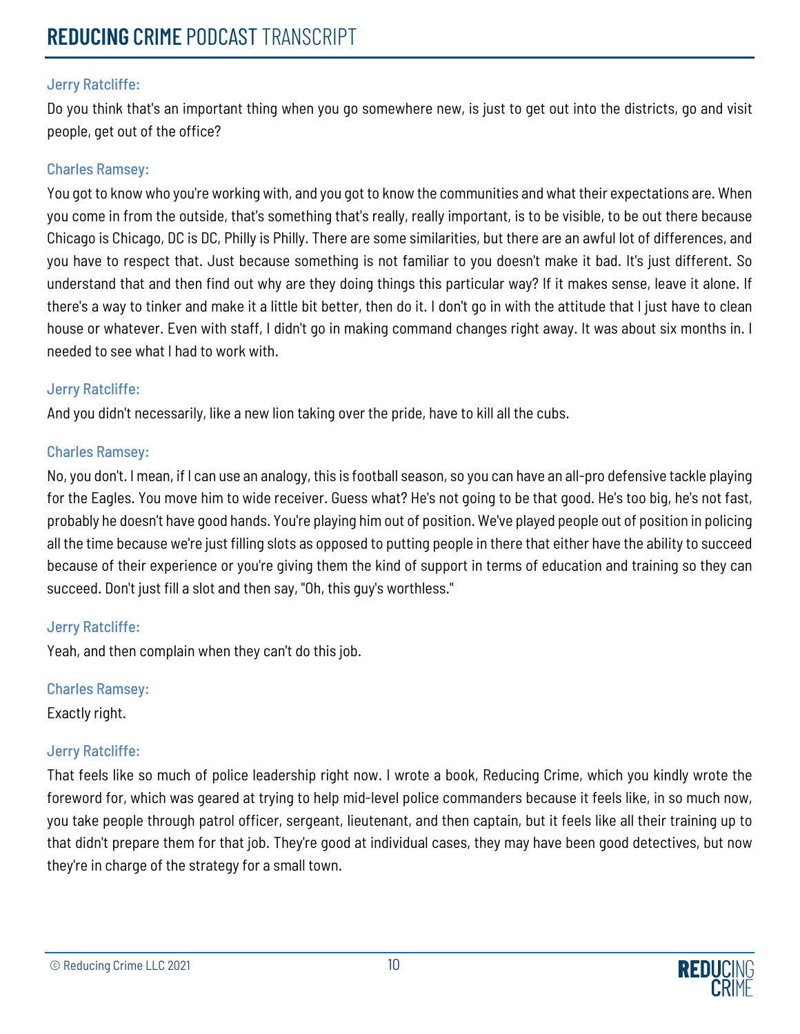Jerry Ratcliffe:

Do you think that's an important thing when you go somewhere new, is just to get out into the districts, go and visit people, get out of the office?

Charles Ramsey:

You got to know who you're working with, and you got to know the communities and what their expectations are. When you come in from the outside, that's something that's really, really important, is to be visible, to be out there because Chicago is Chicago, DC is DC, Philly is Philly. There are some similarities, but there are an awful lot of differences, and you have to respect that. Just because something is not familiar to you doesn't make it bad. It's just different. So understand that and then find out why are they doing things this particular way? If it makes sense, leave it alone. If there's a way to tinker and make it a little bit better, then do it. I don't go in with the attitude that I just have to clean house or whatever. Even with staff, I didn't go in making command changes right away. It was about six months in. I needed to see what I had to work with.

Jerry Ratcliffe:

And you didn't necessarily, like a new lion taking over the pride, have to kill all the cubs.

Charles Ramsey:

No, you don't. I mean, if I can use an analogy, this is football season, so you can have an all-pro defensive tackle playing for the Eagles. You move him to wide receiver. Guess what? He's not going to be that good. He's too big, he's not fast, probably he doesn't have good hands. You're playing him out of position. We've played people out of position in policing all the time because we're just filling slots as opposed to putting people in there that either have the ability to succeed because of their experience or you're giving them the kind of support in terms of education and training so they can succeed. Don't just fill a slot and then say, "Oh, this guy's worthless."

Jerry Ratcliffe:

Yeah, and then complain when they can't do this job.

Charles Ramsey:

Exactly right.

Jerry Ratcliffe:

That feels like so much of police leadership right now. I wrote a book, Reducing Crime, which you kindly wrote the foreword for, which was geared at trying to help mid-level police commanders because it feels like, in so much now, you take people through patrol officer, sergeant, lieutenant, and then captain, but it feels like all their training up to that didn't prepare them for that job. They're good at individual cases, they may have been good detectives, but now they're in charge of the strategy for a small town.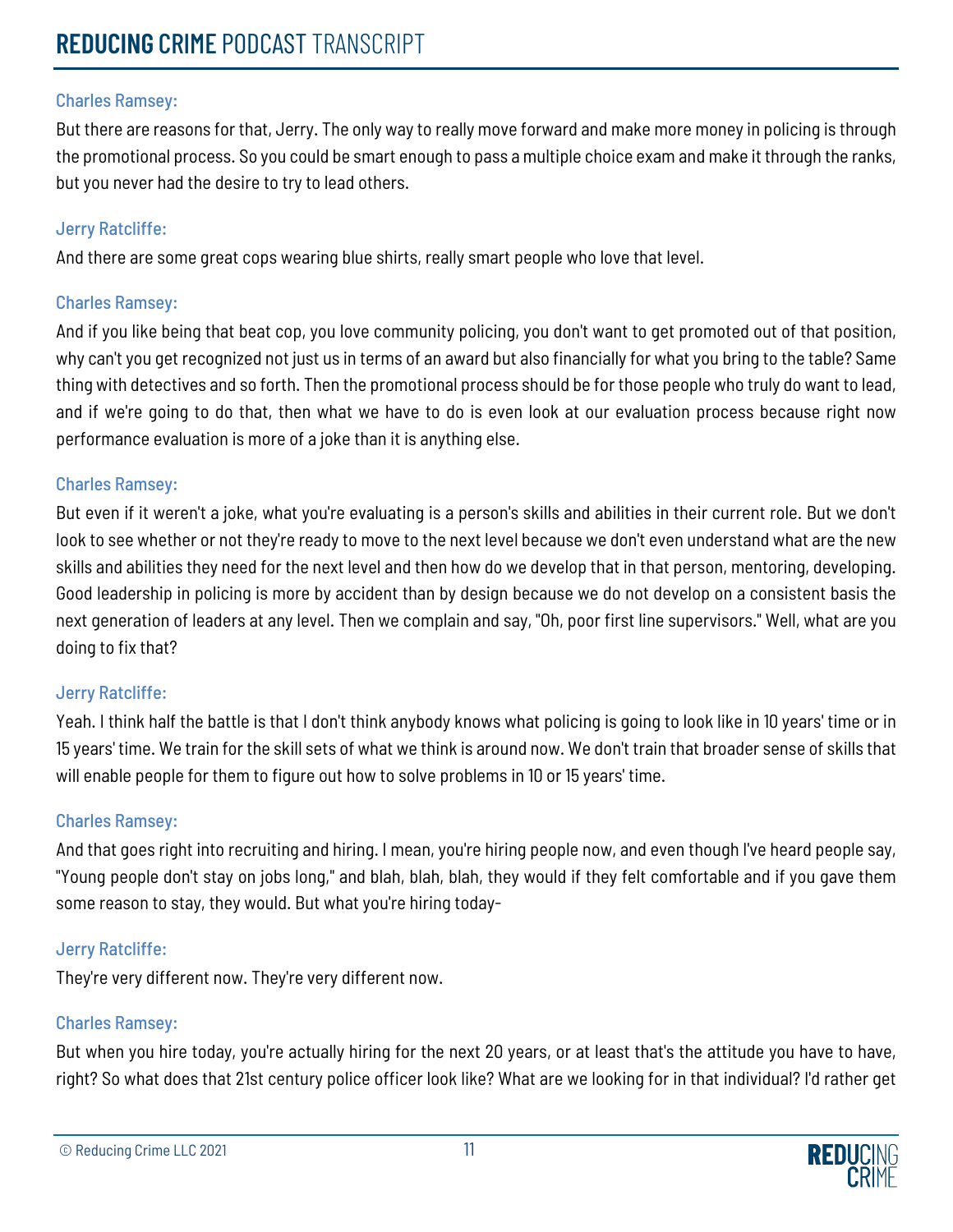Charles Ramsey:

But there are reasons for that, Jerry. The only way to really move forward and make more money in policing is through the promotional process. So you could be smart enough to pass a multiple choice exam and make it through the ranks, but you never had the desire to try to lead others.

Jerry Ratcliffe:

And there are some great cops wearing blue shirts, really smart people who love that level.

Charles Ramsey:

And if you like being that beat cop, you love community policing, you don't want to get promoted out of that position, why can't you get recognized not just us in terms of an award but also financially for what you bring to the table? Same thing with detectives and so forth. Then the promotional process should be for those people who truly do want to lead, and if we're going to do that, then what we have to do is even look at our evaluation process because right now performance evaluation is more of a joke than it is anything else.

Charles Ramsey:

But even if it weren't a joke, what you're evaluating is a person's skills and abilities in their current role. But we don't look to see whether or not they're ready to move to the next level because we don't even understand what are the new skills and abilities they need for the next level and then how do we develop that in that person, mentoring, developing. Good leadership in policing is more by accident than by design because we do not develop on a consistent basis the next generation of leaders at any level. Then we complain and say, "Oh, poor first line supervisors." Well, what are you doing to fix that?

Jerry Ratcliffe:

Yeah. I think half the battle is that I don't think anybody knows what policing is going to look like in 10 years' time or in 15 years' time. We train for the skill sets of what we think is around now. We don't train that broader sense of skills that will enable people for them to figure out how to solve problems in 10 or 15 years' time.

Charles Ramsey:

And that goes right into recruiting and hiring. I mean, you're hiring people now, and even though I've heard people say, "Young people don't stay on jobs long," and blah, blah, blah, they would if they felt comfortable and if you gave them some reason to stay, they would. But what you're hiring today-

Jerry Ratcliffe:

They're very different now. They're very different now.

Charles Ramsey:

But when you hire today, you're actually hiring for the next 20 years, or at least that's the attitude you have to have, right? So what does that 21st century police officer look like? What are we looking for in that individual? I'd rather get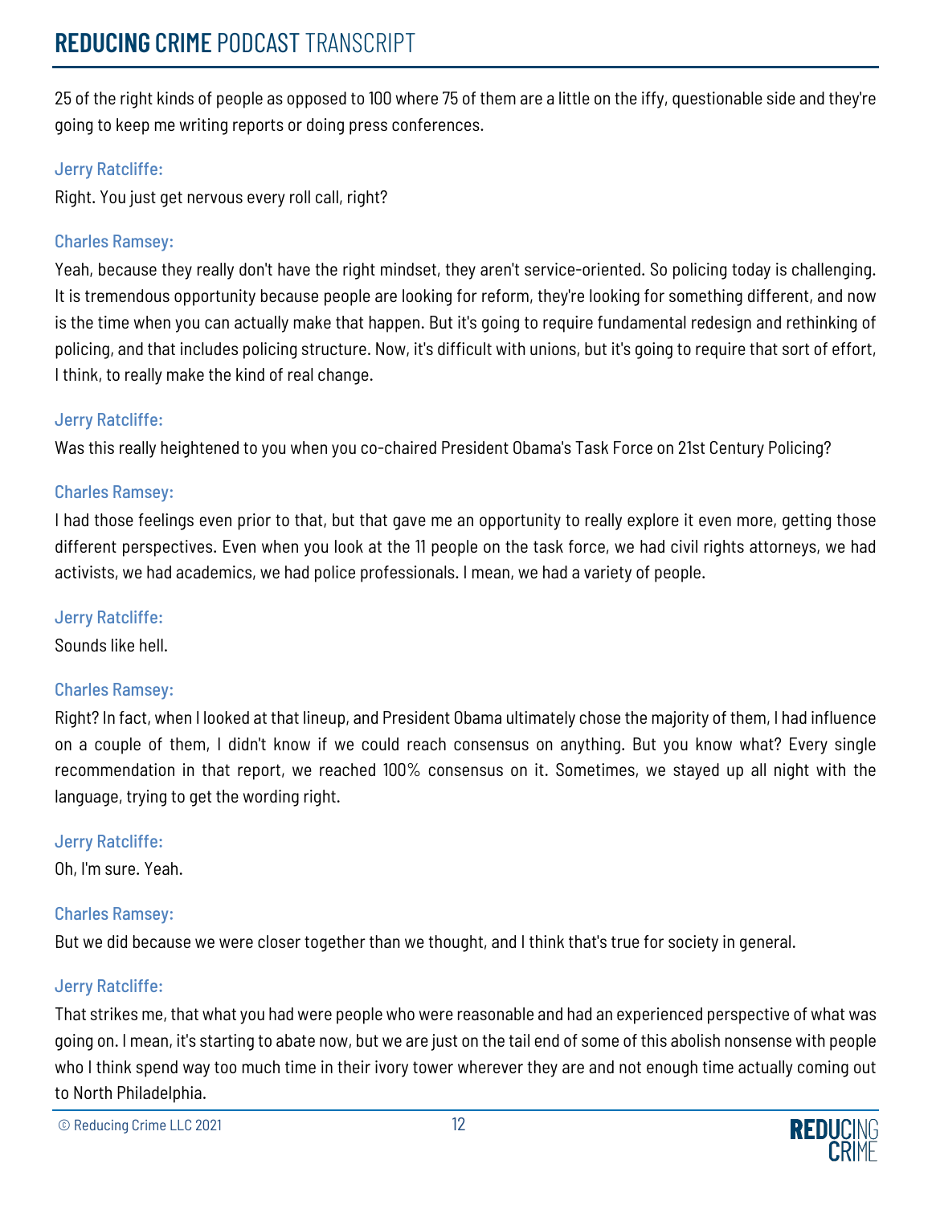25 of the right kinds of people as opposed to 100 where 75 of them are a little on the iffy, questionable side and they're going to keep me writing reports or doing press conferences.

**Jerry Ratcliffe:**

Right. You just get nervous every roll call, right?

**Charles Ramsey:**

Yeah, because they really don't have the right mindset, they aren't service-oriented. So policing today is challenging. It is tremendous opportunity because people are looking for reform, they're looking for something different, and now is the time when you can actually make that happen. But it's going to require fundamental redesign and rethinking of policing, and that includes policing structure. Now, it's difficult with unions, but it's going to require that sort of effort, I think, to really make the kind of real change.

**Jerry Ratcliffe:**

Was this really heightened to you when you co-chaired President Obama's Task Force on 21st Century Policing?

**Charles Ramsey:**

I had those feelings even prior to that, but that gave me an opportunity to really explore it even more, getting those different perspectives. Even when you look at the 11 people on the task force, we had civil rights attorneys, we had activists, we had academics, we had police professionals. I mean, we had a variety of people.

**Jerry Ratcliffe:**

Sounds like hell.

**Charles Ramsey:**

Right? In fact, when I looked at that lineup, and President Obama ultimately chose the majority of them, I had influence on a couple of them, I didn't know if we could reach consensus on anything. But you know what? Every single recommendation in that report, we reached 100% consensus on it. Sometimes, we stayed up all night with the language, trying to get the wording right.

**Jerry Ratcliffe:**

Oh, I'm sure. Yeah.

**Charles Ramsey:**

But we did because we were closer together than we thought, and I think that's true for society in general.

**Jerry Ratcliffe:**

That strikes me, that what you had were people who were reasonable and had an experienced perspective of what was going on. I mean, it's starting to abate now, but we are just on the tail end of some of this abolish nonsense with people who I think spend way too much time in their ivory tower wherever they are and not enough time actually coming out to North Philadelphia.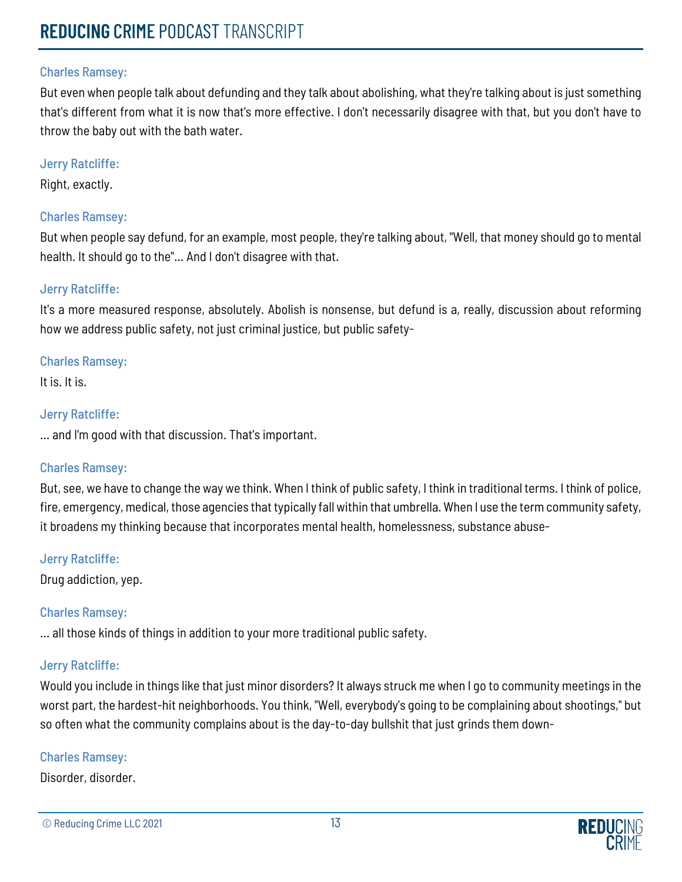Charles Ramsey:

But even when people talk about defunding and they talk about abolishing, what they're talking about is just something that's different from what it is now that's more effective. I don't necessarily disagree with that, but you don't have to throw the baby out with the bath water.

Jerry Ratcliffe:

Right, exactly.

Charles Ramsey:

But when people say defund, for an example, most people, they're talking about, "Well, that money should go to mental health. It should go to the"... And I don't disagree with that.

Jerry Ratcliffe:

It's a more measured response, absolutely. Abolish is nonsense, but defund is a, really, discussion about reforming how we address public safety, not just criminal justice, but public safety-

Charles Ramsey:

It is. It is.

Jerry Ratcliffe:

... and I'm good with that discussion. That's important.

Charles Ramsey:

But, see, we have to change the way we think. When I think of public safety, I think in traditional terms. I think of police, fire, emergency, medical, those agencies that typically fall within that umbrella. When I use the term community safety, it broadens my thinking because that incorporates mental health, homelessness, substance abuse-

Jerry Ratcliffe:

Drug addiction, yep.

Charles Ramsey:

... all those kinds of things in addition to your more traditional public safety.

Jerry Ratcliffe:

Would you include in things like that just minor disorders? It always struck me when I go to community meetings in the worst part, the hardest-hit neighborhoods. You think, "Well, everybody's going to be complaining about shootings," but so often what the community complains about is the day-to-day bullshit that just grinds them down-

Charles Ramsey:

Disorder, disorder.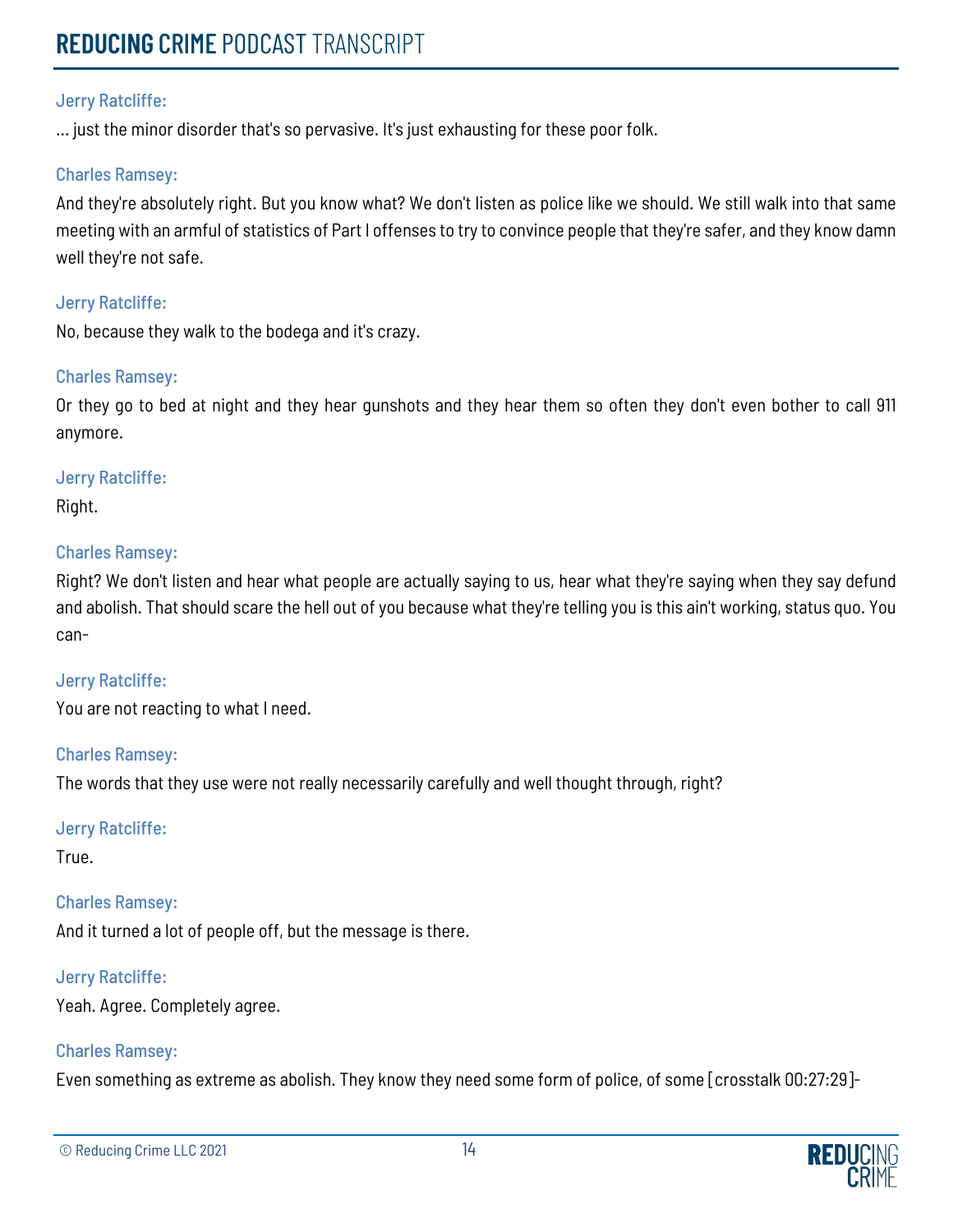Jerry Ratcliffe:

... just the minor disorder that's so pervasive. It's just exhausting for these poor folk.

Charles Ramsey:

And they're absolutely right. But you know what? We don't listen as police like we should. We still walk into that same meeting with an armful of statistics of Part I offenses to try to convince people that they're safer, and they know damn well they're not safe.

Jerry Ratcliffe:

No, because they walk to the bodega and it's crazy.

Charles Ramsey:

Or they go to bed at night and they hear gunshots and they hear them so often they don't even bother to call 911 anymore.

Jerry Ratcliffe:

Right.

Charles Ramsey:

Right? We don't listen and hear what people are actually saying to us, hear what they're saying when they say defund and abolish. That should scare the hell out of you because what they're telling you is this ain't working, status quo. You can-

Jerry Ratcliffe:

You are not reacting to what I need.

Charles Ramsey:

The words that they use were not really necessarily carefully and well thought through, right?

Jerry Ratcliffe:

True.

Charles Ramsey:

And it turned a lot of people off, but the message is there.

Jerry Ratcliffe:

Yeah. Agree. Completely agree.

Charles Ramsey:

Even something as extreme as abolish. They know they need some form of police, of some [crosstalk 00:27:29]-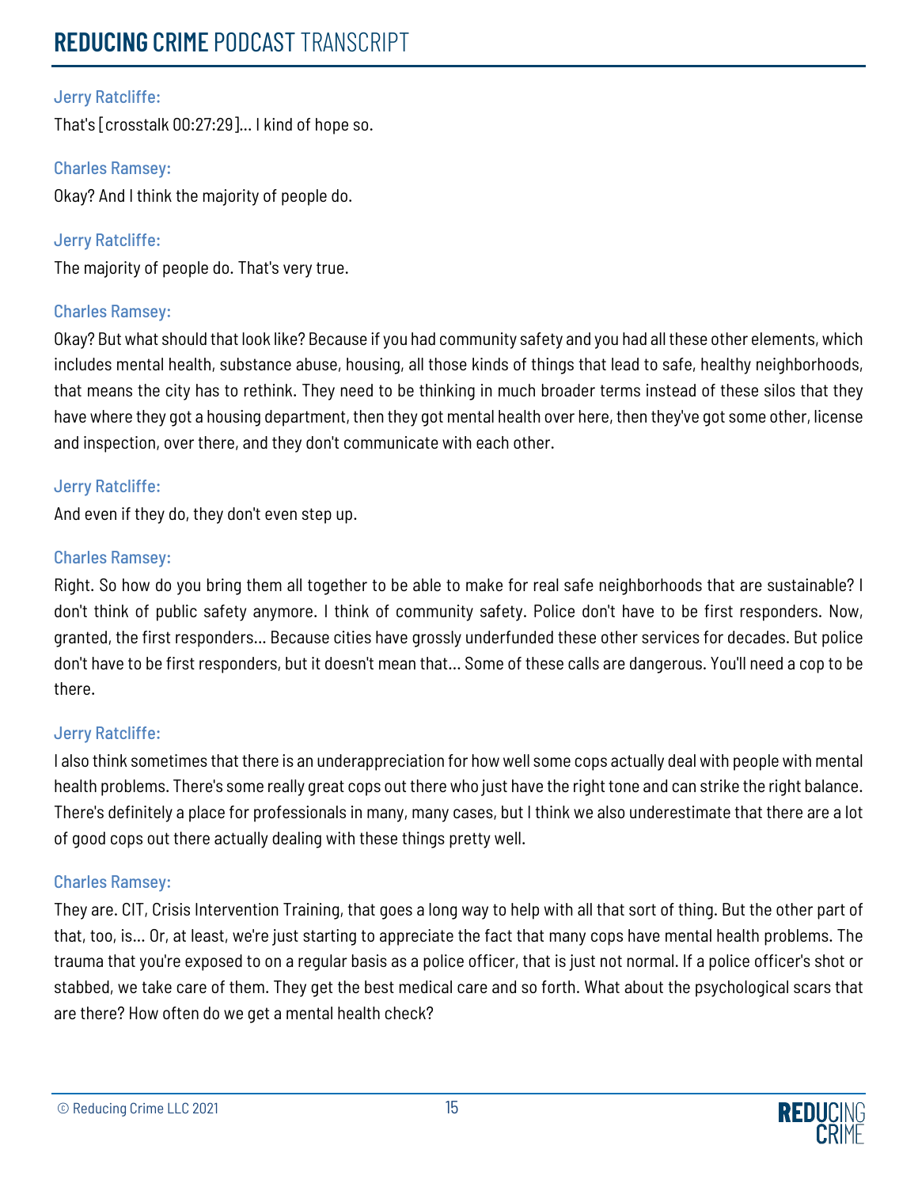Jerry Ratcliffe:

That's [crosstalk 00:27:29]... I kind of hope so.

Charles Ramsey:

Okay? And I think the majority of people do.

Jerry Ratcliffe:

The majority of people do. That's very true.

Charles Ramsey:

Okay? But what should that look like? Because if you had community safety and you had all these other elements, which includes mental health, substance abuse, housing, all those kinds of things that lead to safe, healthy neighborhoods, that means the city has to rethink. They need to be thinking in much broader terms instead of these silos that they have where they got a housing department, then they got mental health over here, then they've got some other, license and inspection, over there, and they don't communicate with each other.

Jerry Ratcliffe:

And even if they do, they don't even step up.

Charles Ramsey:

Right. So how do you bring them all together to be able to make for real safe neighborhoods that are sustainable? I don't think of public safety anymore. I think of community safety. Police don't have to be first responders. Now, granted, the first responders... Because cities have grossly underfunded these other services for decades. But police don't have to be first responders, but it doesn't mean that... Some of these calls are dangerous. You'll need a cop to be there.

Jerry Ratcliffe:

I also think sometimes that there is an underappreciation for how well some cops actually deal with people with mental health problems. There's some really great cops out there who just have the right tone and can strike the right balance. There's definitely a place for professionals in many, many cases, but I think we also underestimate that there are a lot of good cops out there actually dealing with these things pretty well.

Charles Ramsey:

They are. CIT, Crisis Intervention Training, that goes a long way to help with all that sort of thing. But the other part of that, too, is... Or, at least, we're just starting to appreciate the fact that many cops have mental health problems. The trauma that you're exposed to on a regular basis as a police officer, that is just not normal. If a police officer's shot or stabbed, we take care of them. They get the best medical care and so forth. What about the psychological scars that are there? How often do we get a mental health check?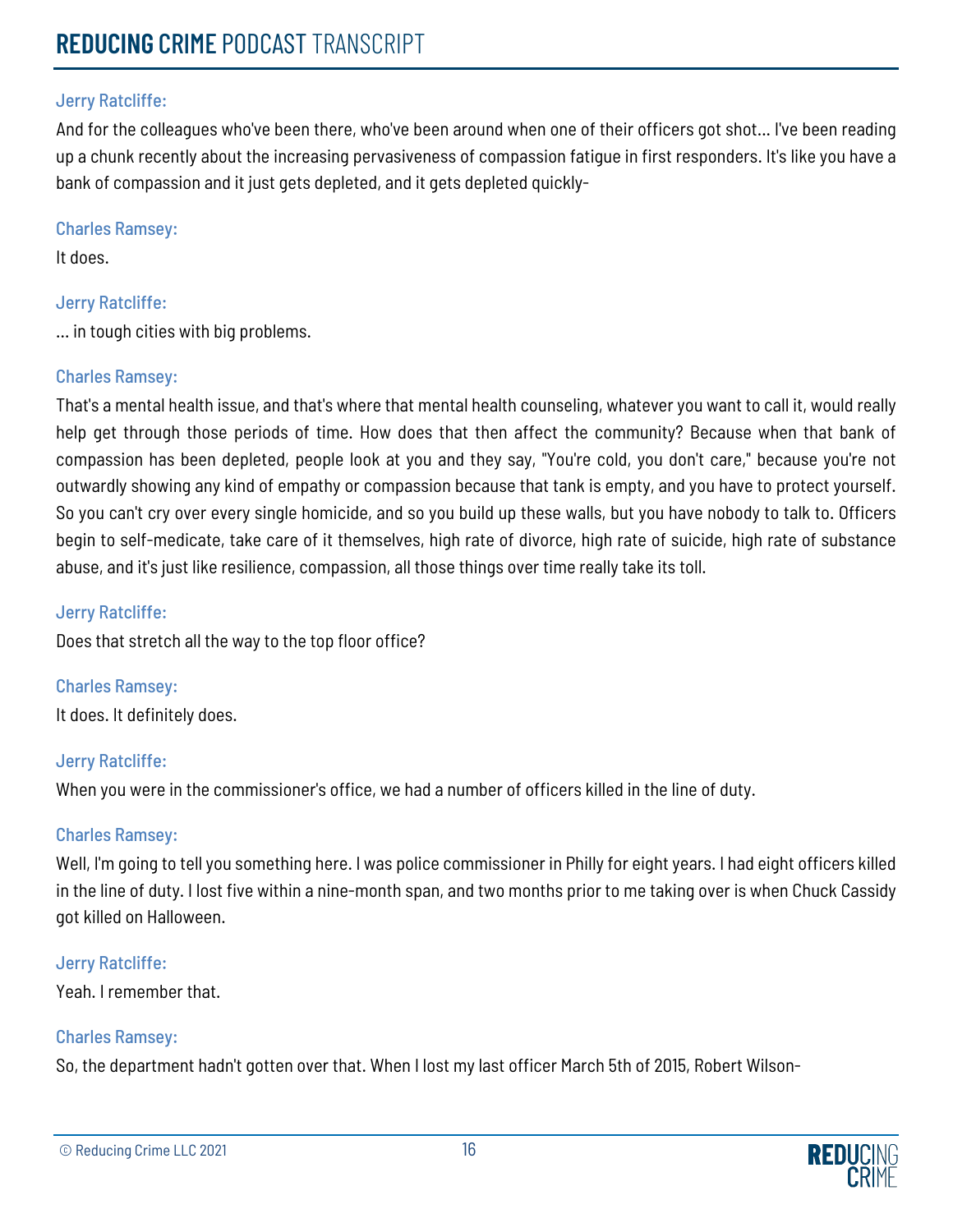Jerry Ratcliffe:

And for the colleagues who've been there, who've been around when one of their officers got shot... I've been reading up a chunk recently about the increasing pervasiveness of compassion fatigue in first responders. It's like you have a bank of compassion and it just gets depleted, and it gets depleted quickly-

Charles Ramsey:

It does.

Jerry Ratcliffe:

... in tough cities with big problems.

Charles Ramsey:

That's a mental health issue, and that's where that mental health counseling, whatever you want to call it, would really help get through those periods of time. How does that then affect the community? Because when that bank of compassion has been depleted, people look at you and they say, "You're cold, you don't care," because you're not outwardly showing any kind of empathy or compassion because that tank is empty, and you have to protect yourself. So you can't cry over every single homicide, and so you build up these walls, but you have nobody to talk to. Officers begin to self-medicate, take care of it themselves, high rate of divorce, high rate of suicide, high rate of substance abuse, and it's just like resilience, compassion, all those things over time really take its toll.

Jerry Ratcliffe:

Does that stretch all the way to the top floor office?

Charles Ramsey:

It does. It definitely does.

Jerry Ratcliffe:

When you were in the commissioner's office, we had a number of officers killed in the line of duty.

Charles Ramsey:

Well, I'm going to tell you something here. I was police commissioner in Philly for eight years. I had eight officers killed in the line of duty. I lost five within a nine-month span, and two months prior to me taking over is when Chuck Cassidy got killed on Halloween.

Jerry Ratcliffe:

Yeah. I remember that.

Charles Ramsey:

So, the department hadn't gotten over that. When I lost my last officer March 5th of 2015, Robert Wilson-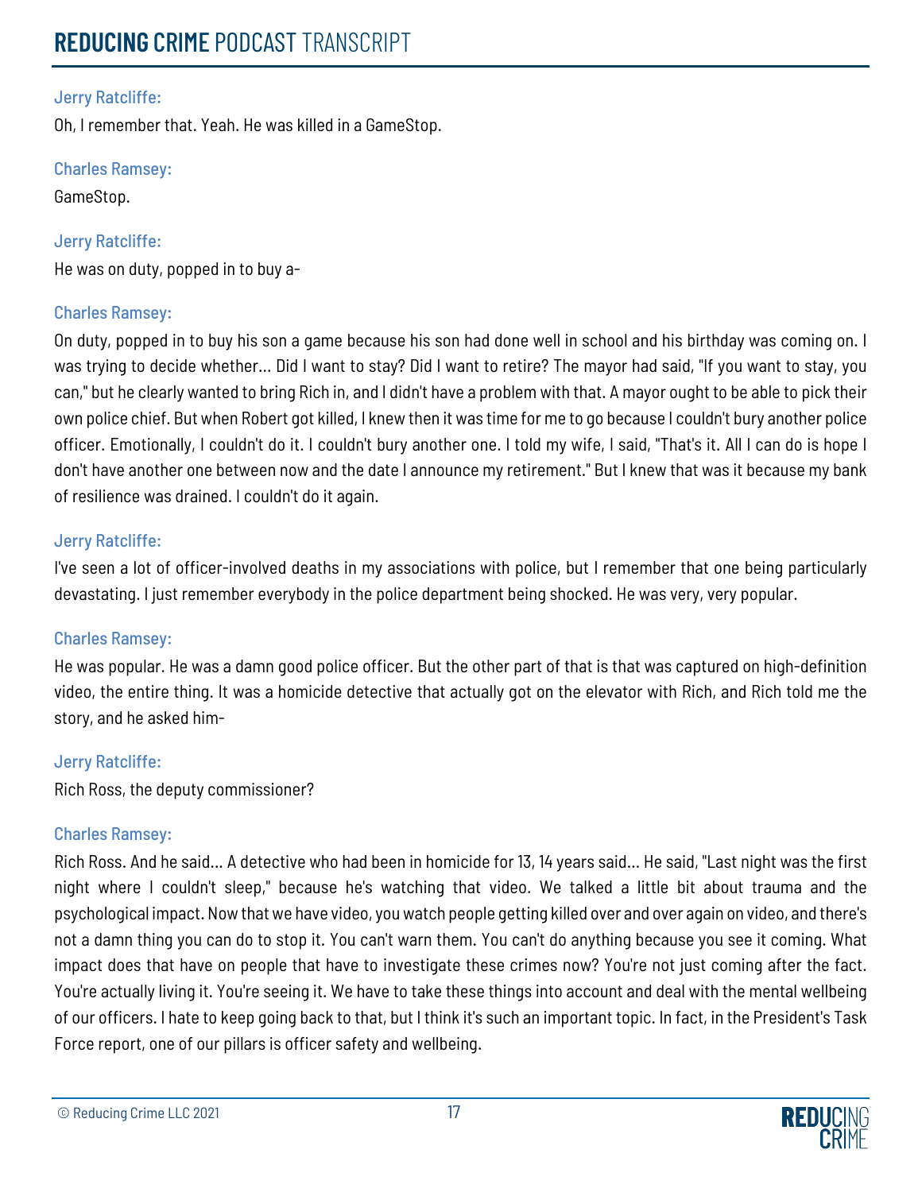Jerry Ratcliffe:

Oh, I remember that. Yeah. He was killed in a GameStop.

Charles Ramsey:

GameStop.

Jerry Ratcliffe:

He was on duty, popped in to buy a-

Charles Ramsey:

On duty, popped in to buy his son a game because his son had done well in school and his birthday was coming on. I was trying to decide whether... Did I want to stay? Did I want to retire? The mayor had said, "If you want to stay, you can," but he clearly wanted to bring Rich in, and I didn't have a problem with that. A mayor ought to be able to pick their own police chief. But when Robert got killed, I knew then it was time for me to go because I couldn't bury another police officer. Emotionally, I couldn't do it. I couldn't bury another one. I told my wife, I said, "That's it. All I can do is hope I don't have another one between now and the date I announce my retirement." But I knew that was it because my bank of resilience was drained. I couldn't do it again.

Jerry Ratcliffe:

I've seen a lot of officer-involved deaths in my associations with police, but I remember that one being particularly devastating. I just remember everybody in the police department being shocked. He was very, very popular.

Charles Ramsey:

He was popular. He was a damn good police officer. But the other part of that is that was captured on high-definition video, the entire thing. It was a homicide detective that actually got on the elevator with Rich, and Rich told me the story, and he asked him-

Jerry Ratcliffe:

Rich Ross, the deputy commissioner?

Charles Ramsey:

Rich Ross. And he said... A detective who had been in homicide for 13, 14 years said... He said, "Last night was the first night where I couldn't sleep," because he's watching that video. We talked a little bit about trauma and the psychological impact. Now that we have video, you watch people getting killed over and over again on video, and there's not a damn thing you can do to stop it. You can't warn them. You can't do anything because you see it coming. What impact does that have on people that have to investigate these crimes now? You're not just coming after the fact. You're actually living it. You're seeing it. We have to take these things into account and deal with the mental wellbeing of our officers. I hate to keep going back to that, but I think it's such an important topic. In fact, in the President's Task Force report, one of our pillars is officer safety and wellbeing.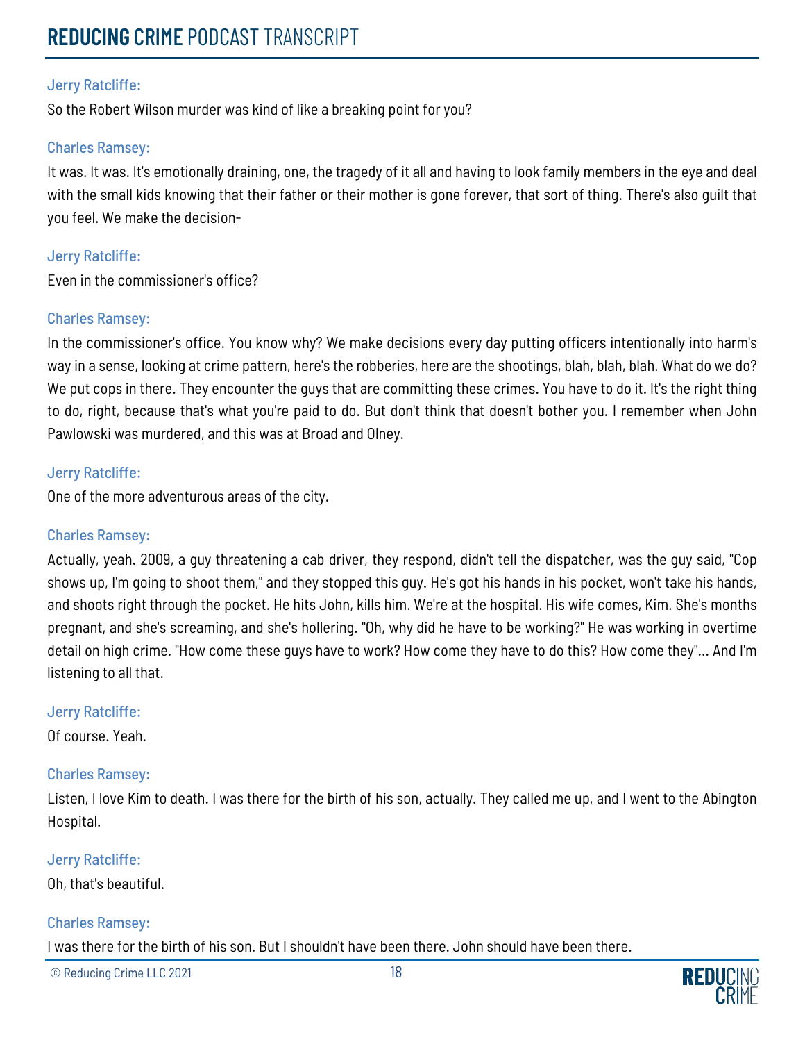Jerry Ratcliffe:

So the Robert Wilson murder was kind of like a breaking point for you?

Charles Ramsey:

It was. It was. It's emotionally draining, one, the tragedy of it all and having to look family members in the eye and deal with the small kids knowing that their father or their mother is gone forever, that sort of thing. There's also guilt that you feel. We make the decision-

Jerry Ratcliffe:

Even in the commissioner's office?

Charles Ramsey:

In the commissioner's office. You know why? We make decisions every day putting officers intentionally into harm's way in a sense, looking at crime pattern, here's the robberies, here are the shootings, blah, blah, blah. What do we do? We put cops in there. They encounter the guys that are committing these crimes. You have to do it. It's the right thing to do, right, because that's what you're paid to do. But don't think that doesn't bother you. I remember when John Pawlowski was murdered, and this was at Broad and Olney.

Jerry Ratcliffe:

One of the more adventurous areas of the city.

Charles Ramsey:

Actually, yeah. 2009, a guy threatening a cab driver, they respond, didn't tell the dispatcher, was the guy said, "Cop shows up, I'm going to shoot them," and they stopped this guy. He's got his hands in his pocket, won't take his hands, and shoots right through the pocket. He hits John, kills him. We're at the hospital. His wife comes, Kim. She's months pregnant, and she's screaming, and she's hollering. "Oh, why did he have to be working?" He was working in overtime detail on high crime. "How come these guys have to work? How come they have to do this? How come they"... And I'm listening to all that.

Jerry Ratcliffe:

Of course. Yeah.

Charles Ramsey:

Listen, I love Kim to death. I was there for the birth of his son, actually. They called me up, and I went to the Abington Hospital.

Jerry Ratcliffe:

Oh, that's beautiful.

Charles Ramsey:

I was there for the birth of his son. But I shouldn't have been there. John should have been there.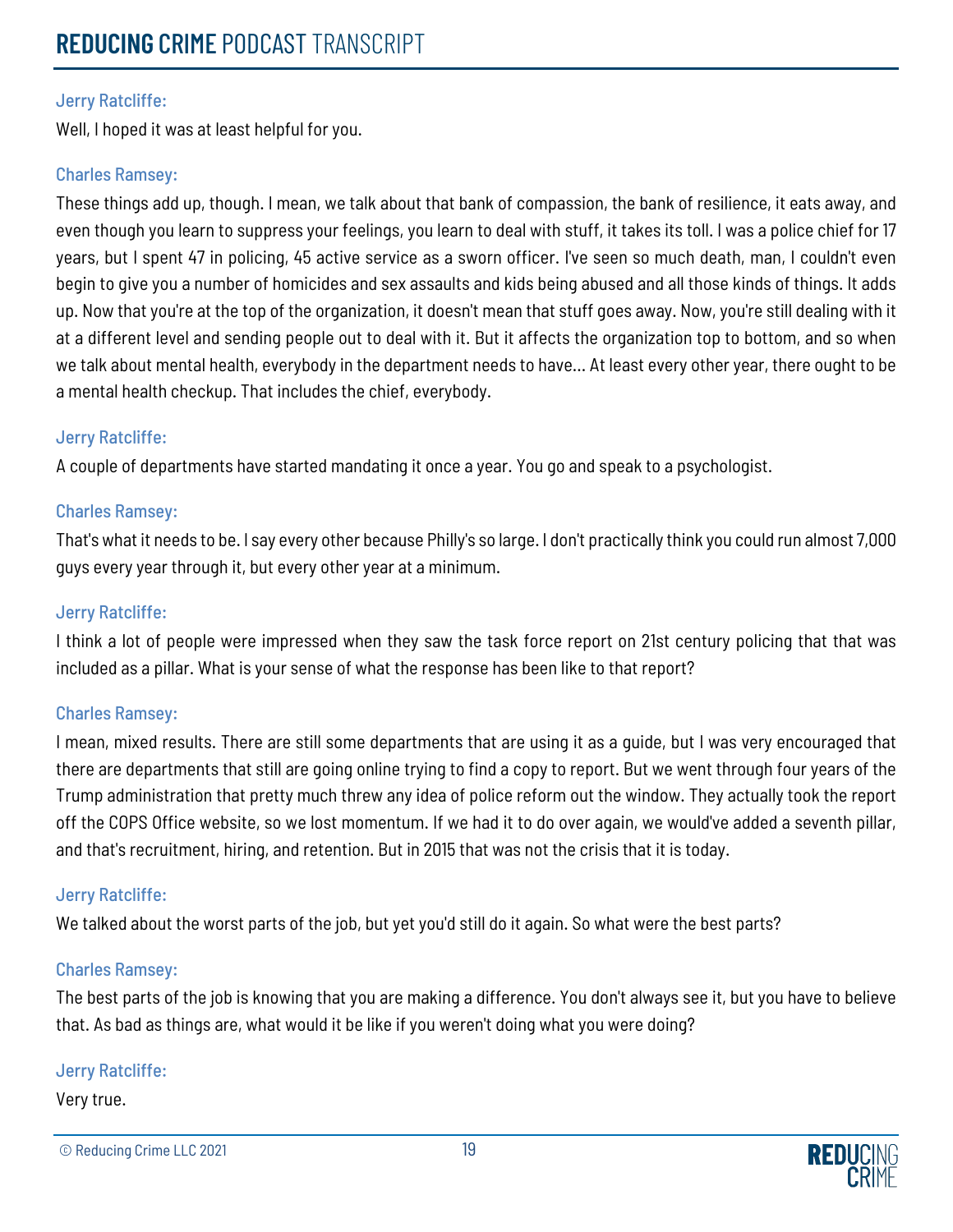Jerry Ratcliffe:

Well, I hoped it was at least helpful for you.

Charles Ramsey:

These things add up, though. I mean, we talk about that bank of compassion, the bank of resilience, it eats away, and even though you learn to suppress your feelings, you learn to deal with stuff, it takes its toll. I was a police chief for 17 years, but I spent 47 in policing, 45 active service as a sworn officer. I've seen so much death, man, I couldn't even begin to give you a number of homicides and sex assaults and kids being abused and all those kinds of things. It adds up. Now that you're at the top of the organization, it doesn't mean that stuff goes away. Now, you're still dealing with it at a different level and sending people out to deal with it. But it affects the organization top to bottom, and so when we talk about mental health, everybody in the department needs to have... At least every other year, there ought to be a mental health checkup. That includes the chief, everybody.

Jerry Ratcliffe:

A couple of departments have started mandating it once a year. You go and speak to a psychologist.

Charles Ramsey:

That's what it needs to be. I say every other because Philly's so large. I don't practically think you could run almost 7,000 guys every year through it, but every other year at a minimum.

Jerry Ratcliffe:

I think a lot of people were impressed when they saw the task force report on 21st century policing that that was included as a pillar. What is your sense of what the response has been like to that report?

Charles Ramsey:

I mean, mixed results. There are still some departments that are using it as a guide, but I was very encouraged that there are departments that still are going online trying to find a copy to report. But we went through four years of the Trump administration that pretty much threw any idea of police reform out the window. They actually took the report off the COPS Office website, so we lost momentum. If we had it to do over again, we would've added a seventh pillar, and that's recruitment, hiring, and retention. But in 2015 that was not the crisis that it is today.

Jerry Ratcliffe:

We talked about the worst parts of the job, but yet you'd still do it again. So what were the best parts?

Charles Ramsey:

The best parts of the job is knowing that you are making a difference. You don't always see it, but you have to believe that. As bad as things are, what would it be like if you weren't doing what you were doing?

Jerry Ratcliffe:

Very true.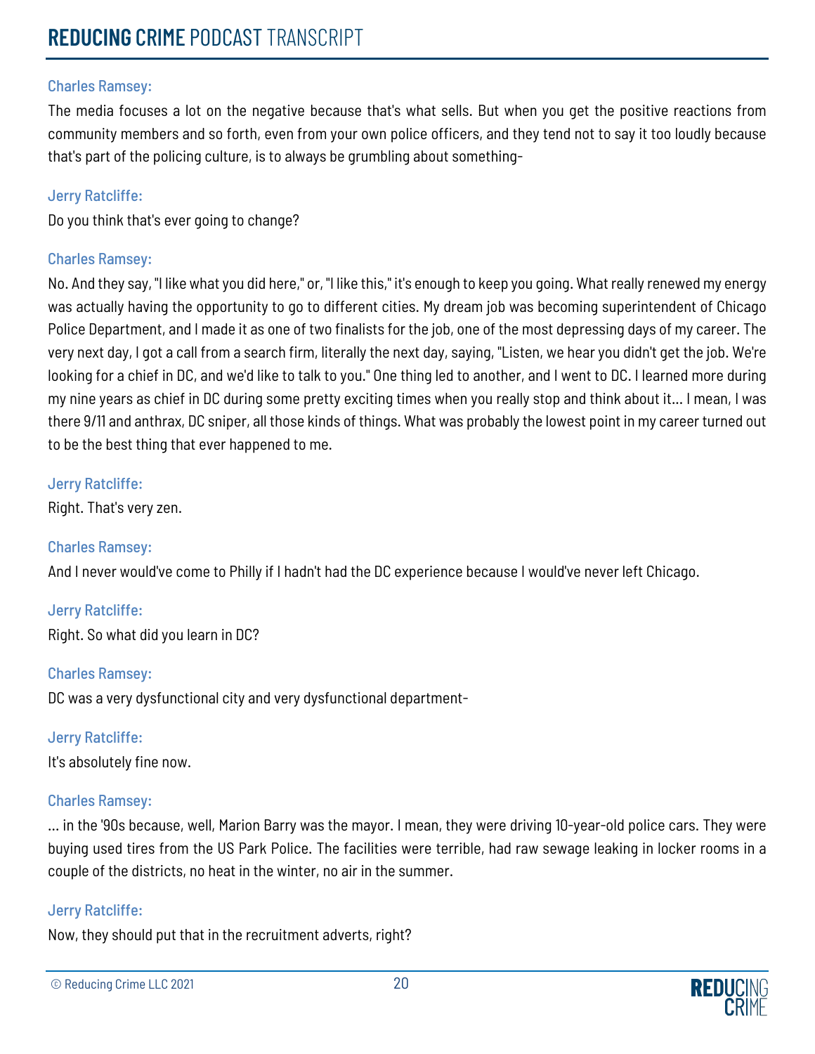**Charles Ramsey:**

The media focuses a lot on the negative because that's what sells. But when you get the positive reactions from community members and so forth, even from your own police officers, and they tend not to say it too loudly because that's part of the policing culture, is to always be grumbling about something-

**Jerry Ratcliffe:**

Do you think that's ever going to change?

**Charles Ramsey:**

No. And they say, "I like what you did here," or, "I like this," it's enough to keep you going. What really renewed my energy was actually having the opportunity to go to different cities. My dream job was becoming superintendent of Chicago Police Department, and I made it as one of two finalists for the job, one of the most depressing days of my career. The very next day, I got a call from a search firm, literally the next day, saying, "Listen, we hear you didn't get the job. We're looking for a chief in DC, and we'd like to talk to you." One thing led to another, and I went to DC. I learned more during my nine years as chief in DC during some pretty exciting times when you really stop and think about it... I mean, I was there 9/11 and anthrax, DC sniper, all those kinds of things. What was probably the lowest point in my career turned out to be the best thing that ever happened to me.

**Jerry Ratcliffe:**

Right. That's very zen.

**Charles Ramsey:**

And I never would've come to Philly if I hadn't had the DC experience because I would've never left Chicago.

**Jerry Ratcliffe:**

Right. So what did you learn in DC?

**Charles Ramsey:**

DC was a very dysfunctional city and very dysfunctional department-

**Jerry Ratcliffe:**

It's absolutely fine now.

**Charles Ramsey:**

... in the '90s because, well, Marion Barry was the mayor. I mean, they were driving 10-year-old police cars. They were buying used tires from the US Park Police. The facilities were terrible, had raw sewage leaking in locker rooms in a couple of the districts, no heat in the winter, no air in the summer.

**Jerry Ratcliffe:**

Now, they should put that in the recruitment adverts, right?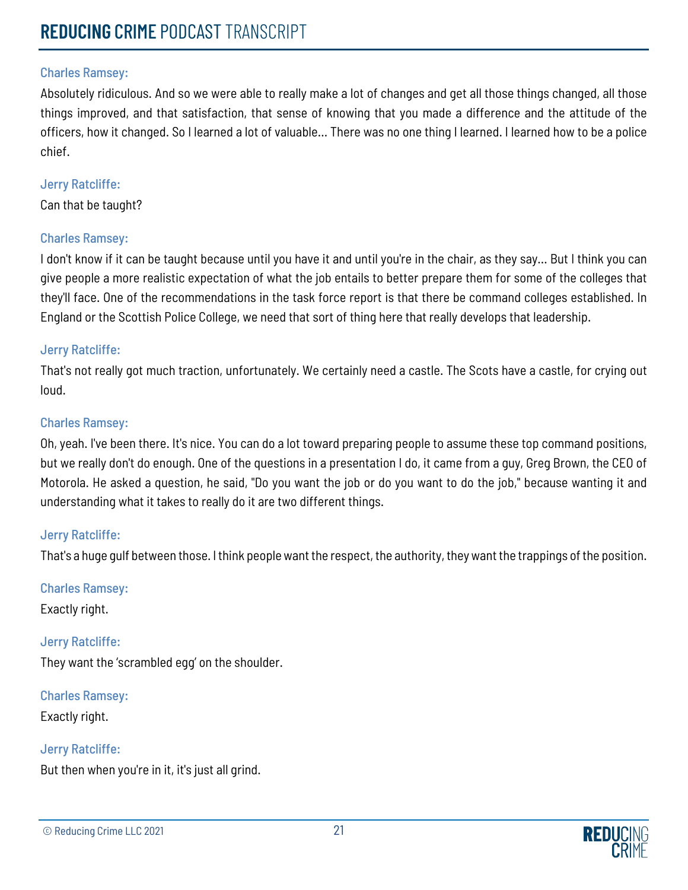Charles Ramsey:

Absolutely ridiculous. And so we were able to really make a lot of changes and get all those things changed, all those things improved, and that satisfaction, that sense of knowing that you made a difference and the attitude of the officers, how it changed. So I learned a lot of valuable... There was no one thing I learned. I learned how to be a police chief.

Jerry Ratcliffe:

Can that be taught?

Charles Ramsey:

I don't know if it can be taught because until you have it and until you're in the chair, as they say... But I think you can give people a more realistic expectation of what the job entails to better prepare them for some of the colleges that they'll face. One of the recommendations in the task force report is that there be command colleges established. In England or the Scottish Police College, we need that sort of thing here that really develops that leadership.

Jerry Ratcliffe:

That's not really got much traction, unfortunately. We certainly need a castle. The Scots have a castle, for crying out loud.

Charles Ramsey:

Oh, yeah. I've been there. It's nice. You can do a lot toward preparing people to assume these top command positions, but we really don't do enough. One of the questions in a presentation I do, it came from a guy, Greg Brown, the CEO of Motorola. He asked a question, he said, "Do you want the job or do you want to do the job," because wanting it and understanding what it takes to really do it are two different things.

Jerry Ratcliffe:

That's a huge gulf between those. I think people want the respect, the authority, they want the trappings of the position.

Charles Ramsey:

Exactly right.

Jerry Ratcliffe:

They want the 'scrambled egg' on the shoulder.

Charles Ramsey:

Exactly right.

Jerry Ratcliffe:

But then when you're in it, it's just all grind.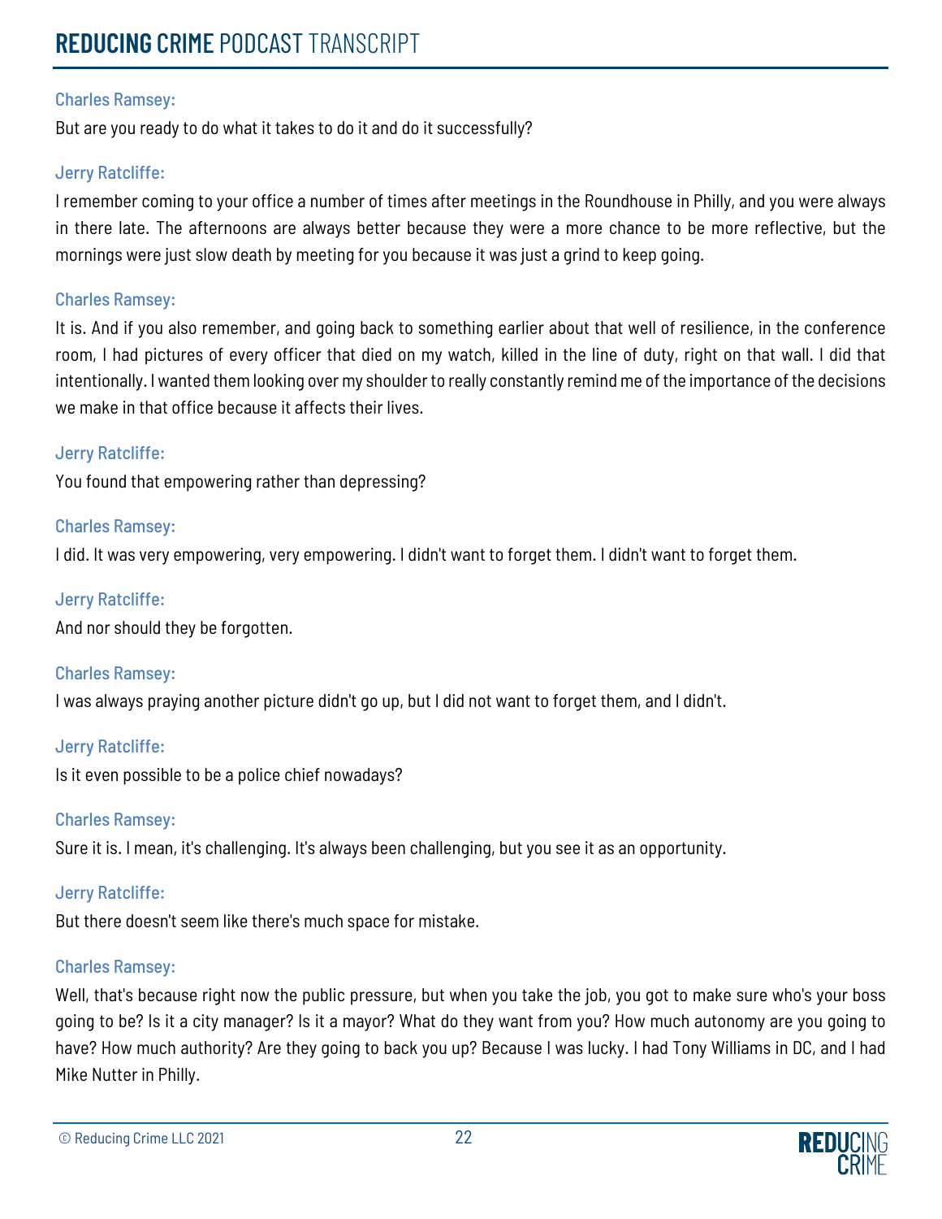Charles Ramsey:

But are you ready to do what it takes to do it and do it successfully?

Jerry Ratcliffe:

I remember coming to your office a number of times after meetings in the Roundhouse in Philly, and you were always in there late. The afternoons are always better because they were a more chance to be more reflective, but the mornings were just slow death by meeting for you because it was just a grind to keep going.

Charles Ramsey:

It is. And if you also remember, and going back to something earlier about that well of resilience, in the conference room, I had pictures of every officer that died on my watch, killed in the line of duty, right on that wall. I did that intentionally. I wanted them looking over my shoulder to really constantly remind me of the importance of the decisions we make in that office because it affects their lives.

Jerry Ratcliffe:

You found that empowering rather than depressing?

Charles Ramsey:

I did. It was very empowering, very empowering. I didn't want to forget them. I didn't want to forget them.

Jerry Ratcliffe:

And nor should they be forgotten.

Charles Ramsey:

I was always praying another picture didn't go up, but I did not want to forget them, and I didn't.

Jerry Ratcliffe:

Is it even possible to be a police chief nowadays?

Charles Ramsey:

Sure it is. I mean, it's challenging. It's always been challenging, but you see it as an opportunity.

Jerry Ratcliffe:

But there doesn't seem like there's much space for mistake.

Charles Ramsey:

Well, that's because right now the public pressure, but when you take the job, you got to make sure who's your boss going to be? Is it a city manager? Is it a mayor? What do they want from you? How much autonomy are you going to have? How much authority? Are they going to back you up? Because I was lucky. I had Tony Williams in DC, and I had Mike Nutter in Philly.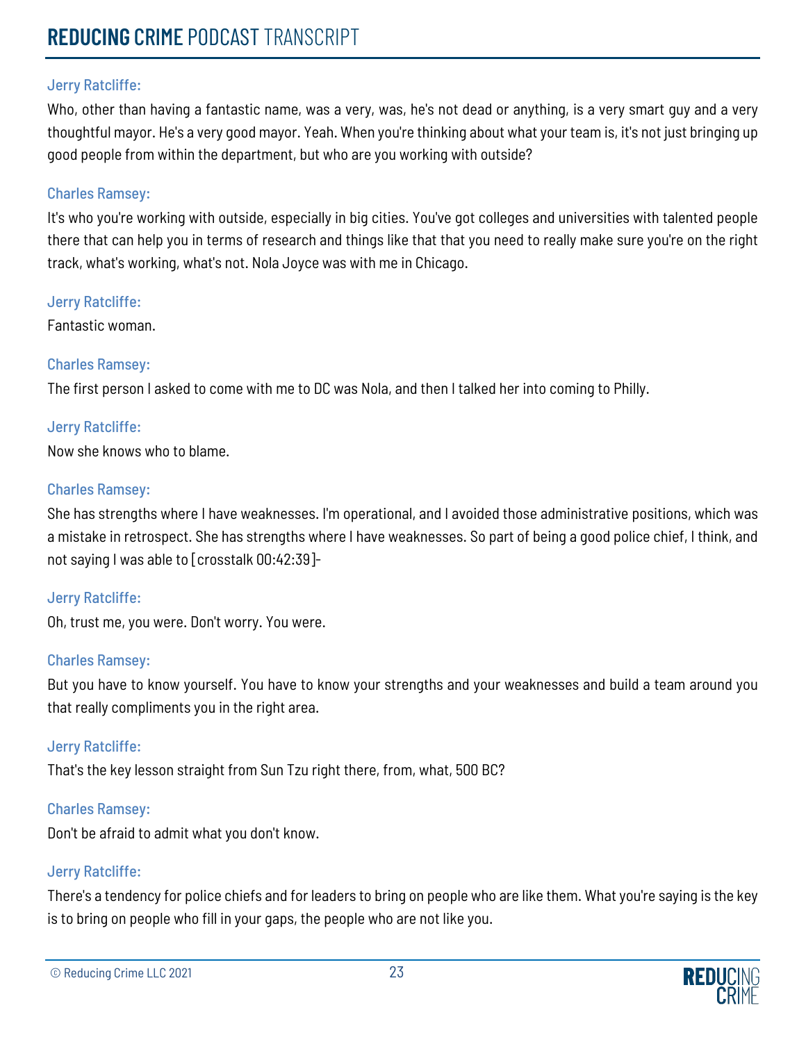Jerry Ratcliffe:

Who, other than having a fantastic name, was a very, was, he's not dead or anything, is a very smart guy and a very thoughtful mayor. He's a very good mayor. Yeah. When you're thinking about what your team is, it's not just bringing up good people from within the department, but who are you working with outside?

Charles Ramsey:

It's who you're working with outside, especially in big cities. You've got colleges and universities with talented people there that can help you in terms of research and things like that that you need to really make sure you're on the right track, what's working, what's not. Nola Joyce was with me in Chicago.

Jerry Ratcliffe:

Fantastic woman.

Charles Ramsey:

The first person I asked to come with me to DC was Nola, and then I talked her into coming to Philly.

Jerry Ratcliffe:

Now she knows who to blame.

Charles Ramsey:

She has strengths where I have weaknesses. I'm operational, and I avoided those administrative positions, which was a mistake in retrospect. She has strengths where I have weaknesses. So part of being a good police chief, I think, and not saying I was able to [crosstalk 00:42:39]-

Jerry Ratcliffe:

Oh, trust me, you were. Don't worry. You were.

Charles Ramsey:

But you have to know yourself. You have to know your strengths and your weaknesses and build a team around you that really compliments you in the right area.

Jerry Ratcliffe:

That's the key lesson straight from Sun Tzu right there, from, what, 500 BC?

Charles Ramsey:

Don't be afraid to admit what you don't know.

Jerry Ratcliffe:

There's a tendency for police chiefs and for leaders to bring on people who are like them. What you're saying is the key is to bring on people who fill in your gaps, the people who are not like you.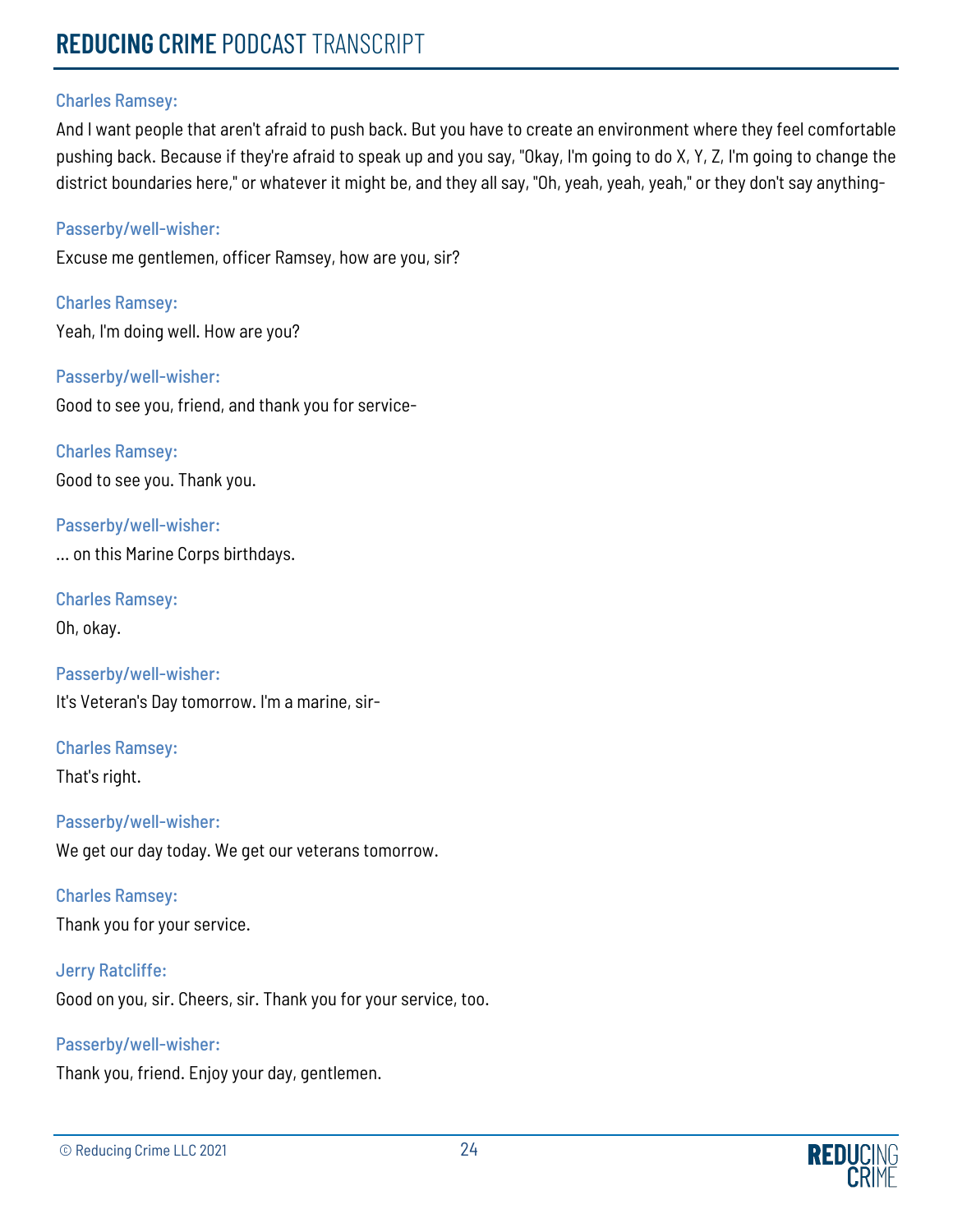**Charles Ramsey:**

And I want people that aren't afraid to push back. But you have to create an environment where they feel comfortable pushing back. Because if they're afraid to speak up and you say, "Okay, I'm going to do X, Y, Z, I'm going to change the district boundaries here," or whatever it might be, and they all say, "Oh, yeah, yeah, yeah," or they don't say anything-

**Passerby/well-wisher:**

Excuse me gentlemen, officer Ramsey, how are you, sir?

**Charles Ramsey:**

Yeah, I'm doing well. How are you?

**Passerby/well-wisher:**

Good to see you, friend, and thank you for service-

**Charles Ramsey:**

Good to see you. Thank you.

**Passerby/well-wisher:**

... on this Marine Corps birthdays.

**Charles Ramsey:**

Oh, okay.

**Passerby/well-wisher:**

It's Veteran's Day tomorrow. I'm a marine, sir-

**Charles Ramsey:**

That's right.

**Passerby/well-wisher:**

We get our day today. We get our veterans tomorrow.

**Charles Ramsey:**

Thank you for your service.

**Jerry Ratcliffe:**

Good on you, sir. Cheers, sir. Thank you for your service, too.

**Passerby/well-wisher:**

Thank you, friend. Enjoy your day, gentlemen.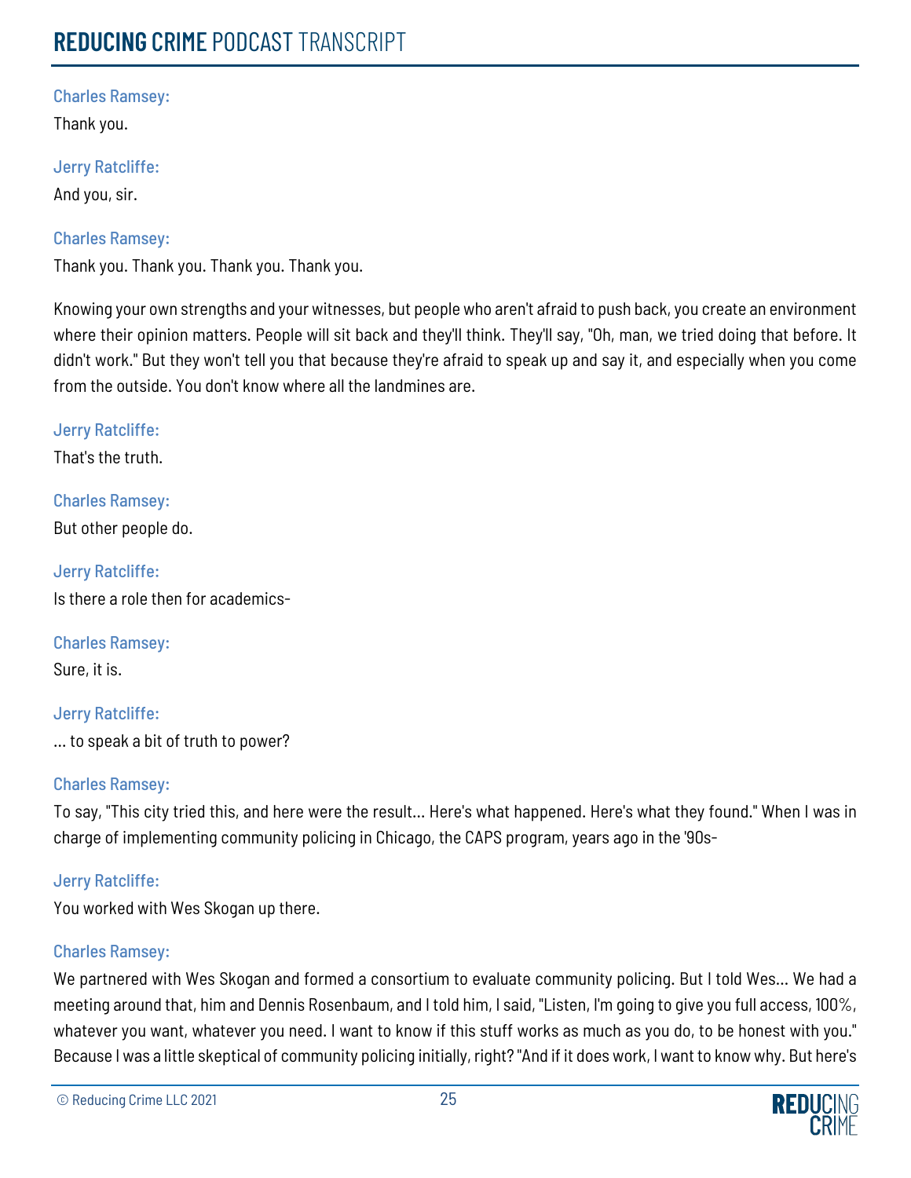Charles Ramsey:

Thank you.

Jerry Ratcliffe:

And you, sir.

Charles Ramsey:

Thank you. Thank you. Thank you. Thank you.

Knowing your own strengths and your witnesses, but people who aren't afraid to push back, you create an environment where their opinion matters. People will sit back and they'll think. They'll say, "Oh, man, we tried doing that before. It didn't work." But they won't tell you that because they're afraid to speak up and say it, and especially when you come from the outside. You don't know where all the landmines are.

Jerry Ratcliffe:

That's the truth.

Charles Ramsey:

But other people do.

Jerry Ratcliffe:

Is there a role then for academics-

Charles Ramsey:

Sure, it is.

Jerry Ratcliffe:

... to speak a bit of truth to power?

Charles Ramsey:

To say, "This city tried this, and here were the result... Here's what happened. Here's what they found." When I was in charge of implementing community policing in Chicago, the CAPS program, years ago in the '90s-

Jerry Ratcliffe:

You worked with Wes Skogan up there.

Charles Ramsey:

We partnered with Wes Skogan and formed a consortium to evaluate community policing. But I told Wes... We had a meeting around that, him and Dennis Rosenbaum, and I told him, I said, "Listen, I'm going to give you full access, 100%, whatever you want, whatever you need. I want to know if this stuff works as much as you do, to be honest with you." Because I was a little skeptical of community policing initially, right? "And if it does work, I want to know why. But here's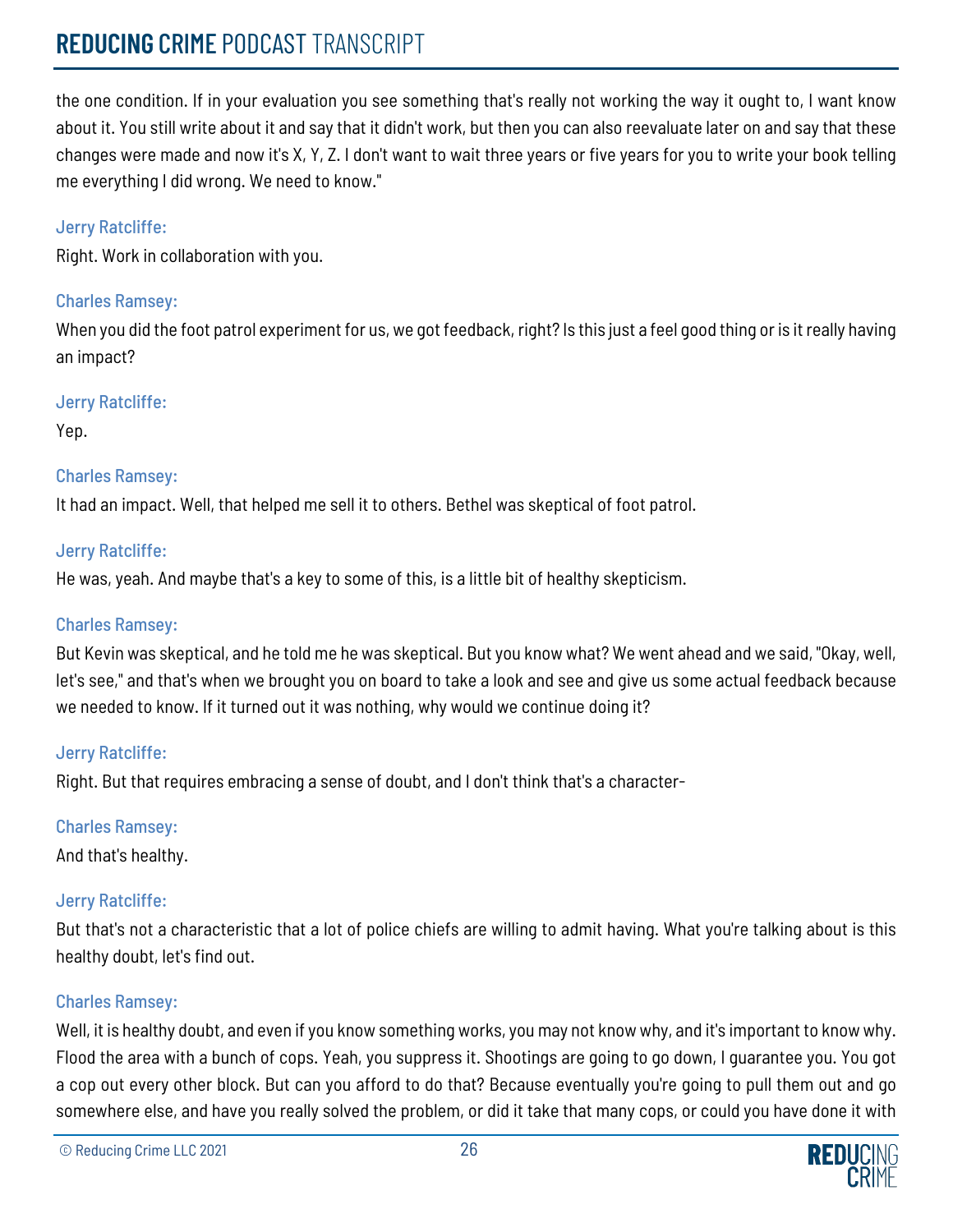the one condition. If in your evaluation you see something that's really not working the way it ought to, I want know about it. You still write about it and say that it didn't work, but then you can also reevaluate later on and say that these changes were made and now it's X, Y, Z. I don't want to wait three years or five years for you to write your book telling me everything I did wrong. We need to know."

Jerry Ratcliffe:

Right. Work in collaboration with you.

Charles Ramsey:

When you did the foot patrol experiment for us, we got feedback, right? Is this just a feel good thing or is it really having an impact?

Jerry Ratcliffe:

Yep.

Charles Ramsey:

It had an impact. Well, that helped me sell it to others. Bethel was skeptical of foot patrol.

Jerry Ratcliffe:

He was, yeah. And maybe that's a key to some of this, is a little bit of healthy skepticism.

Charles Ramsey:

But Kevin was skeptical, and he told me he was skeptical. But you know what? We went ahead and we said, "Okay, well, let's see," and that's when we brought you on board to take a look and see and give us some actual feedback because we needed to know. If it turned out it was nothing, why would we continue doing it?

Jerry Ratcliffe:

Right. But that requires embracing a sense of doubt, and I don't think that's a character-

Charles Ramsey:

And that's healthy.

Jerry Ratcliffe:

But that's not a characteristic that a lot of police chiefs are willing to admit having. What you're talking about is this healthy doubt, let's find out.

Charles Ramsey:

Well, it is healthy doubt, and even if you know something works, you may not know why, and it's important to know why. Flood the area with a bunch of cops. Yeah, you suppress it. Shootings are going to go down, I guarantee you. You got a cop out every other block. But can you afford to do that? Because eventually you're going to pull them out and go somewhere else, and have you really solved the problem, or did it take that many cops, or could you have done it with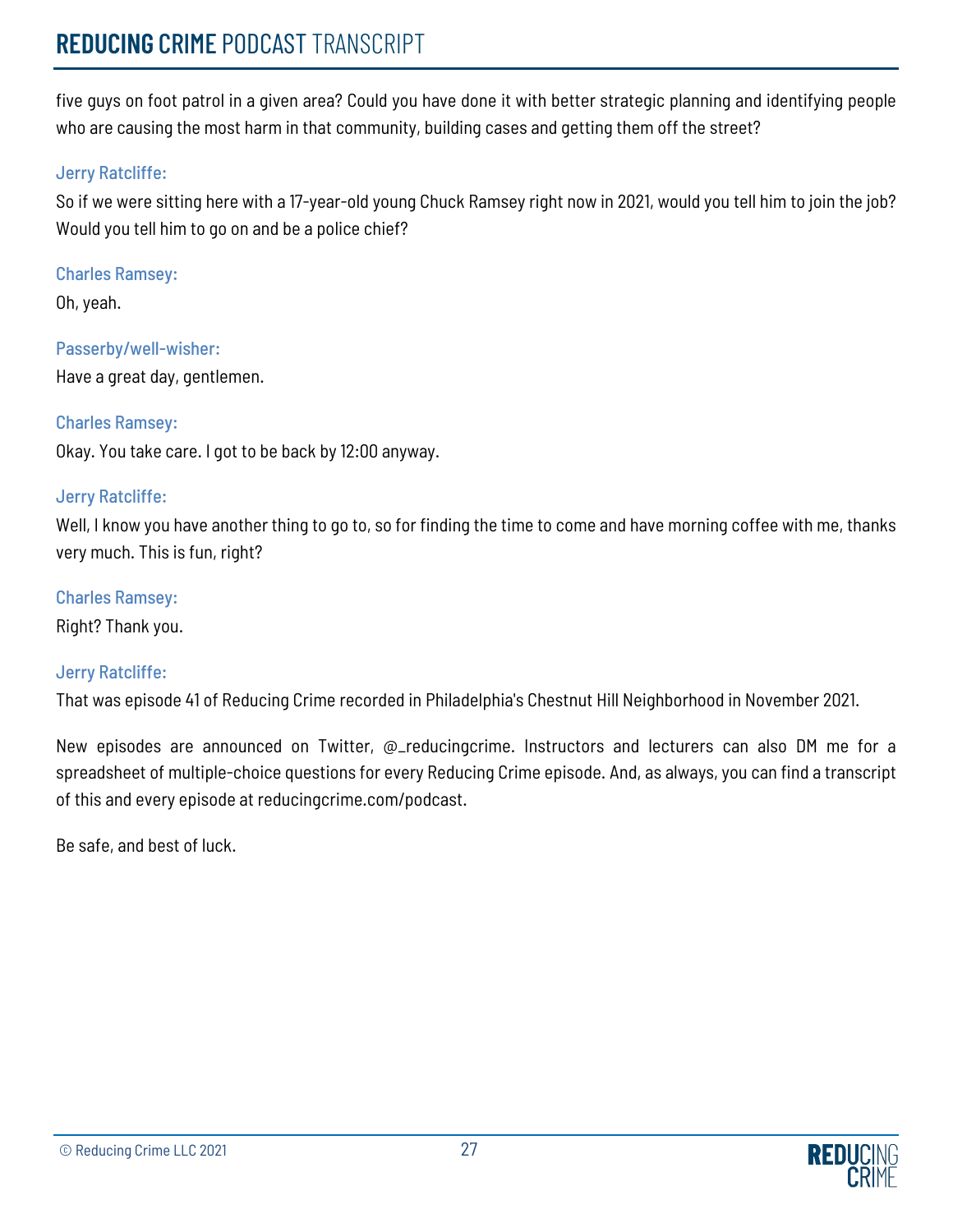five guys on foot patrol in a given area? Could you have done it with better strategic planning and identifying people who are causing the most harm in that community, building cases and getting them off the street?

Jerry Ratcliffe:

So if we were sitting here with a 17-year-old young Chuck Ramsey right now in 2021, would you tell him to join the job? Would you tell him to go on and be a police chief?

Charles Ramsey:

Oh, yeah.

Passerby/well-wisher:

Have a great day, gentlemen.

Charles Ramsey:

Okay. You take care. I got to be back by 12:00 anyway.

Jerry Ratcliffe:

Well, I know you have another thing to go to, so for finding the time to come and have morning coffee with me, thanks very much. This is fun, right?

Charles Ramsey:

Right? Thank you.

Jerry Ratcliffe:

That was episode 41 of Reducing Crime recorded in Philadelphia's Chestnut Hill Neighborhood in November 2021.

New episodes are announced on Twitter, @_reducingcrime. Instructors and lecturers can also DM me for a spreadsheet of multiple-choice questions for every Reducing Crime episode. And, as always, you can find a transcript of this and every episode at reducingcrime.com/podcast.

Be safe, and best of luck.